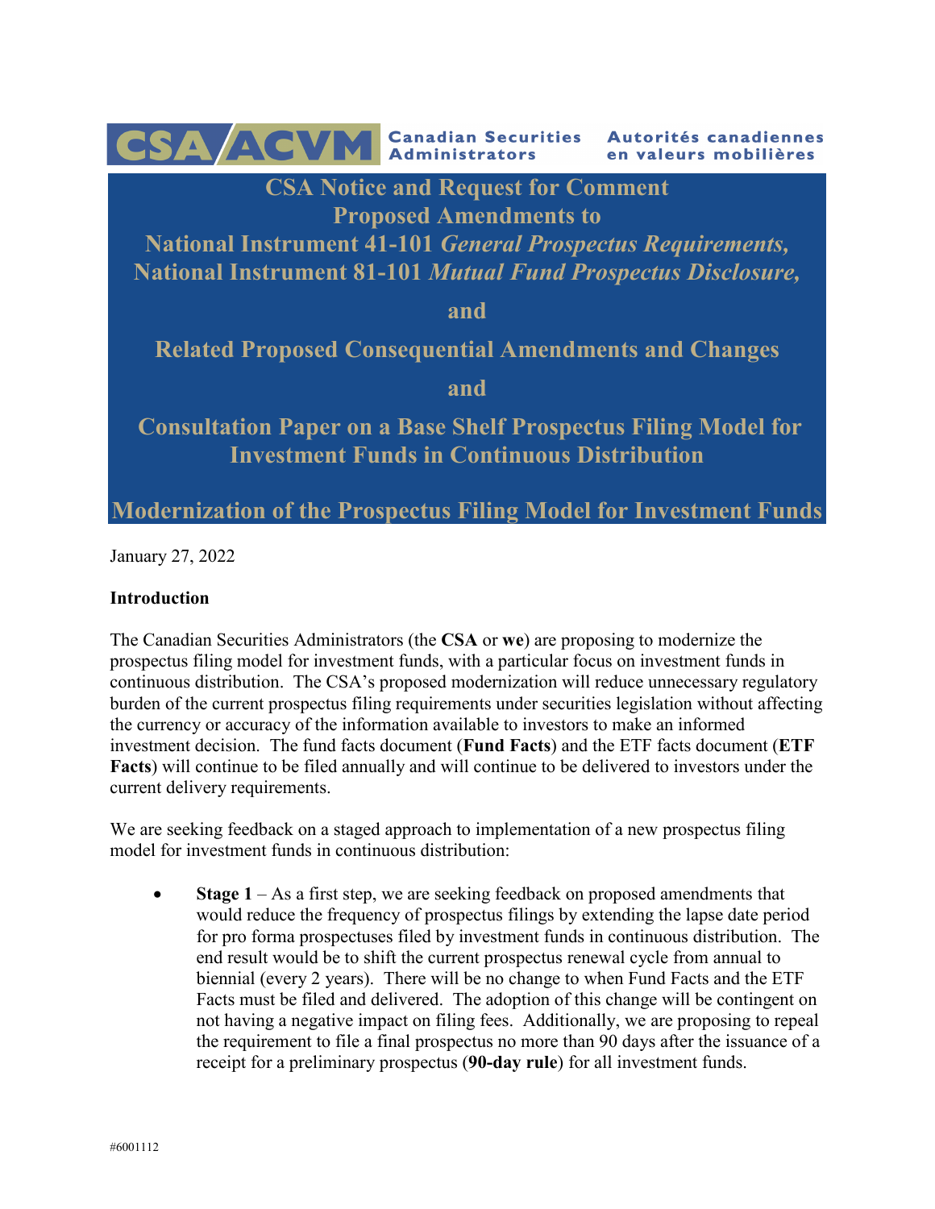CSA/ACVM Canadian Securities Administrators Autorités canadiennes en valeurs mobilières

# CSA Notice and Request for Comment Proposed Amendments to National Instrument 41-101 *General Prospectus Requirements,* National Instrument 81-101 *Mutual Fund Prospectus Disclosure,*

# and

# Related Proposed Consequential Amendments and Changes

# and

# Consultation Paper on a Base Shelf Prospectus Filing Model for Investment Funds in Continuous Distribution

# Modernization of the Prospectus Filing Model for Investment Funds

January 27, 2022

**Introduction**

The Canadian Securities Administrators (the **CSA** or **we**) are proposing to modernize the prospectus filing model for investment funds, with a particular focus on investment funds in continuous distribution. The CSA's proposed modernization will reduce unnecessary regulatory burden of the current prospectus filing requirements under securities legislation without affecting the currency or accuracy of the information available to investors to make an informed investment decision. The fund facts document (**Fund Facts**) and the ETF facts document (**ETF Facts**) will continue to be filed annually and will continue to be delivered to investors under the current delivery requirements.

We are seeking feedback on a staged approach to implementation of a new prospectus filing model for investment funds in continuous distribution:

- **Stage 1** – As a first step, we are seeking feedback on proposed amendments that would reduce the frequency of prospectus filings by extending the lapse date period for pro forma prospectuses filed by investment funds in continuous distribution. The end result would be to shift the current prospectus renewal cycle from annual to biennial (every 2 years). There will be no change to when Fund Facts and the ETF Facts must be filed and delivered. The adoption of this change will be contingent on not having a negative impact on filing fees. Additionally, we are proposing to repeal the requirement to file a final prospectus no more than 90 days after the issuance of a receipt for a preliminary prospectus (**90-day rule**) for all investment funds.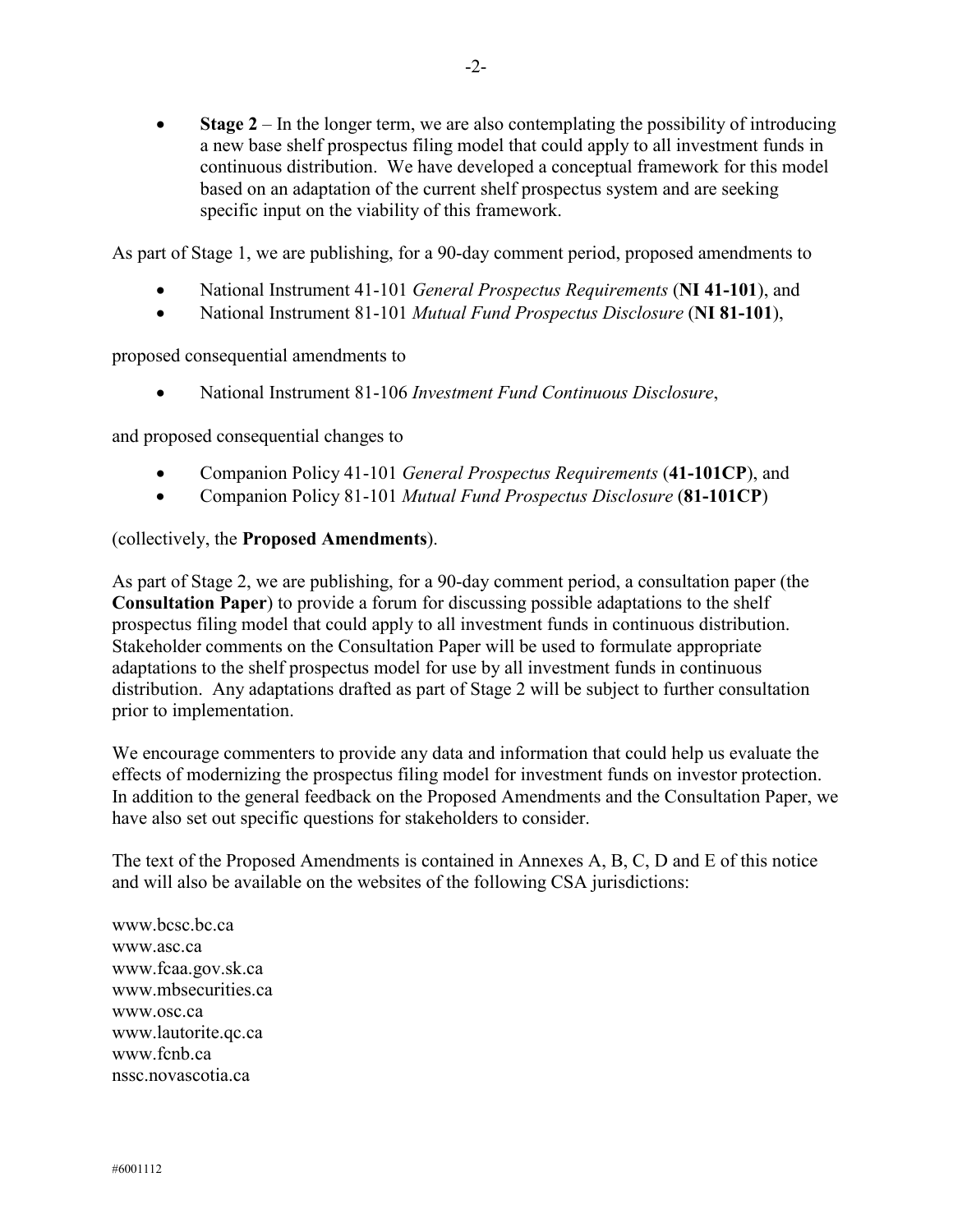- **Stage 2** – In the longer term, we are also contemplating the possibility of introducing a new base shelf prospectus filing model that could apply to all investment funds in continuous distribution. We have developed a conceptual framework for this model based on an adaptation of the current shelf prospectus system and are seeking specific input on the viability of this framework.

As part of Stage 1, we are publishing, for a 90-day comment period, proposed amendments to

- National Instrument 41-101 *General Prospectus Requirements* (**NI 41-101**), and
- National Instrument 81-101 *Mutual Fund Prospectus Disclosure* (**NI 81-101**),

proposed consequential amendments to

- National Instrument 81-106 *Investment Fund Continuous Disclosure*,

and proposed consequential changes to

- Companion Policy 41-101 *General Prospectus Requirements* (**41-101CP**), and
- Companion Policy 81-101 *Mutual Fund Prospectus Disclosure* (**81-101CP**)

(collectively, the **Proposed Amendments**).

As part of Stage 2, we are publishing, for a 90-day comment period, a consultation paper (the **Consultation Paper**) to provide a forum for discussing possible adaptations to the shelf prospectus filing model that could apply to all investment funds in continuous distribution. Stakeholder comments on the Consultation Paper will be used to formulate appropriate adaptations to the shelf prospectus model for use by all investment funds in continuous distribution. Any adaptations drafted as part of Stage 2 will be subject to further consultation prior to implementation.

We encourage commenters to provide any data and information that could help us evaluate the effects of modernizing the prospectus filing model for investment funds on investor protection. In addition to the general feedback on the Proposed Amendments and the Consultation Paper, we have also set out specific questions for stakeholders to consider.

The text of the Proposed Amendments is contained in Annexes A, B, C, D and E of this notice and will also be available on the websites of the following CSA jurisdictions:

www.bcsc.bc.ca
www.asc.ca
www.fcaa.gov.sk.ca
www.mbsecurities.ca
www.osc.ca
www.lautorite.qc.ca
www.fcnb.ca
nssc.novascotia.ca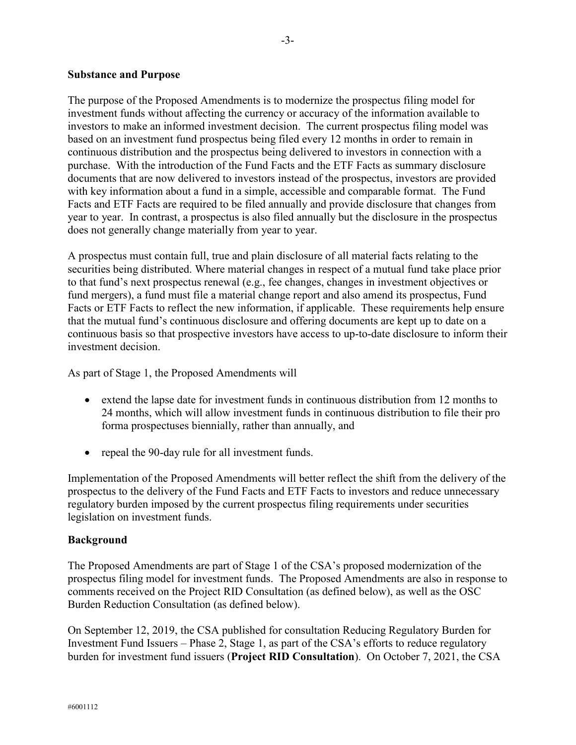**Substance and Purpose**

The purpose of the Proposed Amendments is to modernize the prospectus filing model for investment funds without affecting the currency or accuracy of the information available to investors to make an informed investment decision. The current prospectus filing model was based on an investment fund prospectus being filed every 12 months in order to remain in continuous distribution and the prospectus being delivered to investors in connection with a purchase. With the introduction of the Fund Facts and the ETF Facts as summary disclosure documents that are now delivered to investors instead of the prospectus, investors are provided with key information about a fund in a simple, accessible and comparable format. The Fund Facts and ETF Facts are required to be filed annually and provide disclosure that changes from year to year. In contrast, a prospectus is also filed annually but the disclosure in the prospectus does not generally change materially from year to year.

A prospectus must contain full, true and plain disclosure of all material facts relating to the securities being distributed. Where material changes in respect of a mutual fund take place prior to that fund's next prospectus renewal (e.g., fee changes, changes in investment objectives or fund mergers), a fund must file a material change report and also amend its prospectus, Fund Facts or ETF Facts to reflect the new information, if applicable. These requirements help ensure that the mutual fund's continuous disclosure and offering documents are kept up to date on a continuous basis so that prospective investors have access to up-to-date disclosure to inform their investment decision.

As part of Stage 1, the Proposed Amendments will

- extend the lapse date for investment funds in continuous distribution from 12 months to 24 months, which will allow investment funds in continuous distribution to file their pro forma prospectuses biennially, rather than annually, and
- repeal the 90-day rule for all investment funds.

Implementation of the Proposed Amendments will better reflect the shift from the delivery of the prospectus to the delivery of the Fund Facts and ETF Facts to investors and reduce unnecessary regulatory burden imposed by the current prospectus filing requirements under securities legislation on investment funds.

**Background**

The Proposed Amendments are part of Stage 1 of the CSA's proposed modernization of the prospectus filing model for investment funds. The Proposed Amendments are also in response to comments received on the Project RID Consultation (as defined below), as well as the OSC Burden Reduction Consultation (as defined below).

On September 12, 2019, the CSA published for consultation Reducing Regulatory Burden for Investment Fund Issuers – Phase 2, Stage 1, as part of the CSA's efforts to reduce regulatory burden for investment fund issuers (**Project RID Consultation**). On October 7, 2021, the CSA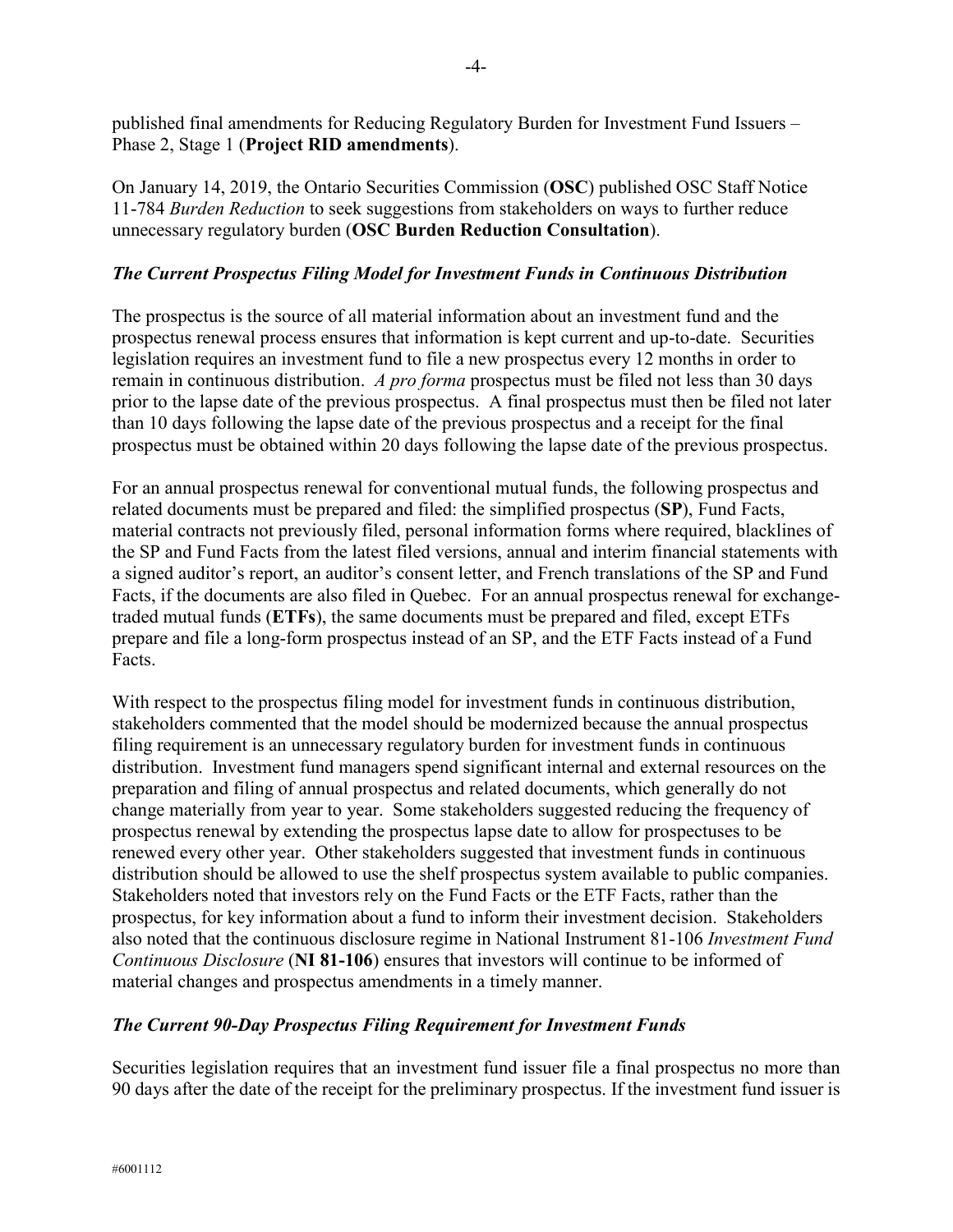published final amendments for Reducing Regulatory Burden for Investment Fund Issuers – Phase 2, Stage 1 (**Project RID amendments**).

On January 14, 2019, the Ontario Securities Commission (**OSC**) published OSC Staff Notice 11-784 *Burden Reduction* to seek suggestions from stakeholders on ways to further reduce unnecessary regulatory burden (**OSC Burden Reduction Consultation**).

### *The Current Prospectus Filing Model for Investment Funds in Continuous Distribution*

The prospectus is the source of all material information about an investment fund and the prospectus renewal process ensures that information is kept current and up-to-date. Securities legislation requires an investment fund to file a new prospectus every 12 months in order to remain in continuous distribution. *A pro forma* prospectus must be filed not less than 30 days prior to the lapse date of the previous prospectus. A final prospectus must then be filed not later than 10 days following the lapse date of the previous prospectus and a receipt for the final prospectus must be obtained within 20 days following the lapse date of the previous prospectus.

For an annual prospectus renewal for conventional mutual funds, the following prospectus and related documents must be prepared and filed: the simplified prospectus (**SP**), Fund Facts, material contracts not previously filed, personal information forms where required, blacklines of the SP and Fund Facts from the latest filed versions, annual and interim financial statements with a signed auditor's report, an auditor's consent letter, and French translations of the SP and Fund Facts, if the documents are also filed in Quebec. For an annual prospectus renewal for exchange-traded mutual funds (**ETFs**), the same documents must be prepared and filed, except ETFs prepare and file a long-form prospectus instead of an SP, and the ETF Facts instead of a Fund Facts.

With respect to the prospectus filing model for investment funds in continuous distribution, stakeholders commented that the model should be modernized because the annual prospectus filing requirement is an unnecessary regulatory burden for investment funds in continuous distribution. Investment fund managers spend significant internal and external resources on the preparation and filing of annual prospectus and related documents, which generally do not change materially from year to year. Some stakeholders suggested reducing the frequency of prospectus renewal by extending the prospectus lapse date to allow for prospectuses to be renewed every other year. Other stakeholders suggested that investment funds in continuous distribution should be allowed to use the shelf prospectus system available to public companies. Stakeholders noted that investors rely on the Fund Facts or the ETF Facts, rather than the prospectus, for key information about a fund to inform their investment decision. Stakeholders also noted that the continuous disclosure regime in National Instrument 81-106 *Investment Fund Continuous Disclosure* (**NI 81-106**) ensures that investors will continue to be informed of material changes and prospectus amendments in a timely manner.

### *The Current 90-Day Prospectus Filing Requirement for Investment Funds*

Securities legislation requires that an investment fund issuer file a final prospectus no more than 90 days after the date of the receipt for the preliminary prospectus. If the investment fund issuer is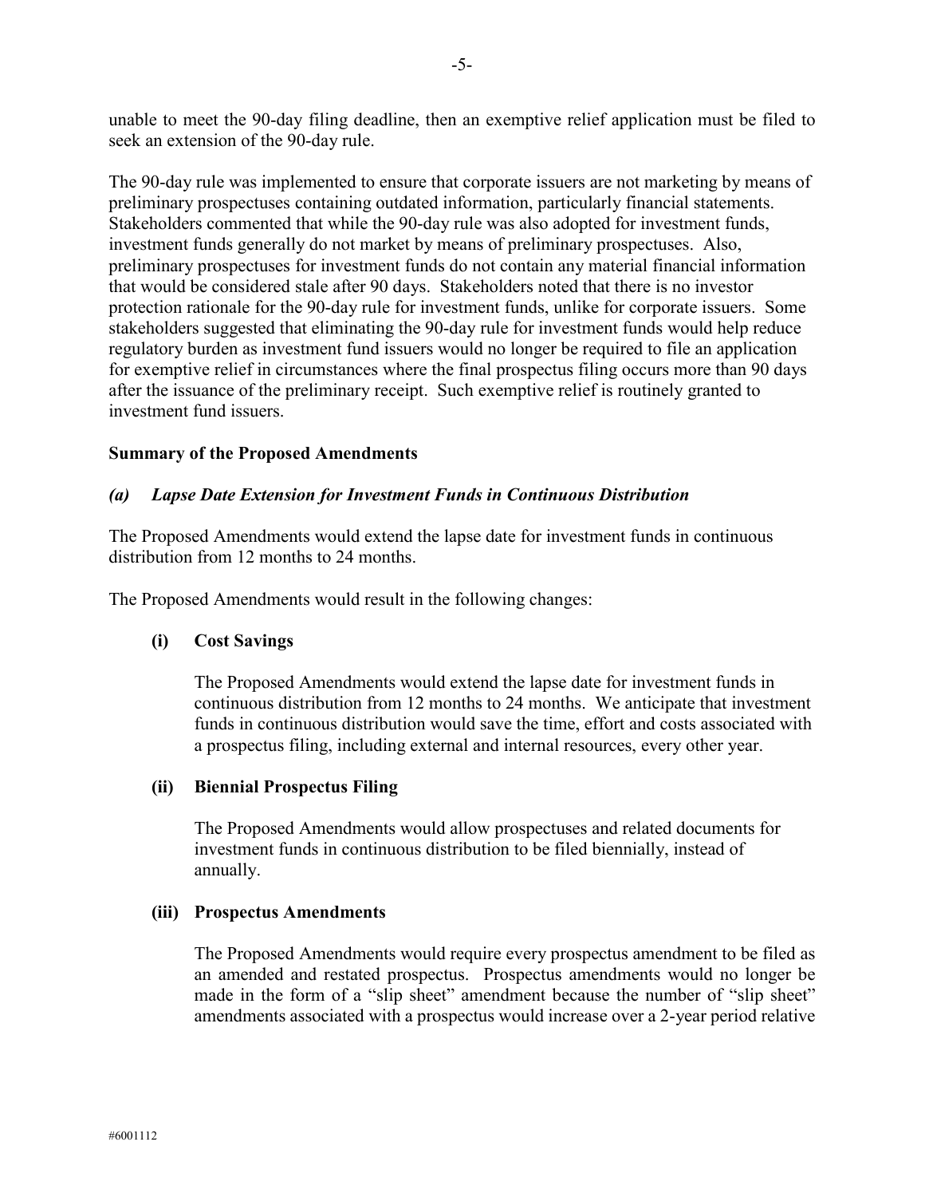unable to meet the 90-day filing deadline, then an exemptive relief application must be filed to seek an extension of the 90-day rule.

The 90-day rule was implemented to ensure that corporate issuers are not marketing by means of preliminary prospectuses containing outdated information, particularly financial statements. Stakeholders commented that while the 90-day rule was also adopted for investment funds, investment funds generally do not market by means of preliminary prospectuses. Also, preliminary prospectuses for investment funds do not contain any material financial information that would be considered stale after 90 days. Stakeholders noted that there is no investor protection rationale for the 90-day rule for investment funds, unlike for corporate issuers. Some stakeholders suggested that eliminating the 90-day rule for investment funds would help reduce regulatory burden as investment fund issuers would no longer be required to file an application for exemptive relief in circumstances where the final prospectus filing occurs more than 90 days after the issuance of the preliminary receipt. Such exemptive relief is routinely granted to investment fund issuers.

## Summary of the Proposed Amendments

### *(a) Lapse Date Extension for Investment Funds in Continuous Distribution*

The Proposed Amendments would extend the lapse date for investment funds in continuous distribution from 12 months to 24 months.

The Proposed Amendments would result in the following changes:

#### (i) Cost Savings

The Proposed Amendments would extend the lapse date for investment funds in continuous distribution from 12 months to 24 months. We anticipate that investment funds in continuous distribution would save the time, effort and costs associated with a prospectus filing, including external and internal resources, every other year.

#### (ii) Biennial Prospectus Filing

The Proposed Amendments would allow prospectuses and related documents for investment funds in continuous distribution to be filed biennially, instead of annually.

#### (iii) Prospectus Amendments

The Proposed Amendments would require every prospectus amendment to be filed as an amended and restated prospectus. Prospectus amendments would no longer be made in the form of a "slip sheet" amendment because the number of "slip sheet" amendments associated with a prospectus would increase over a 2-year period relative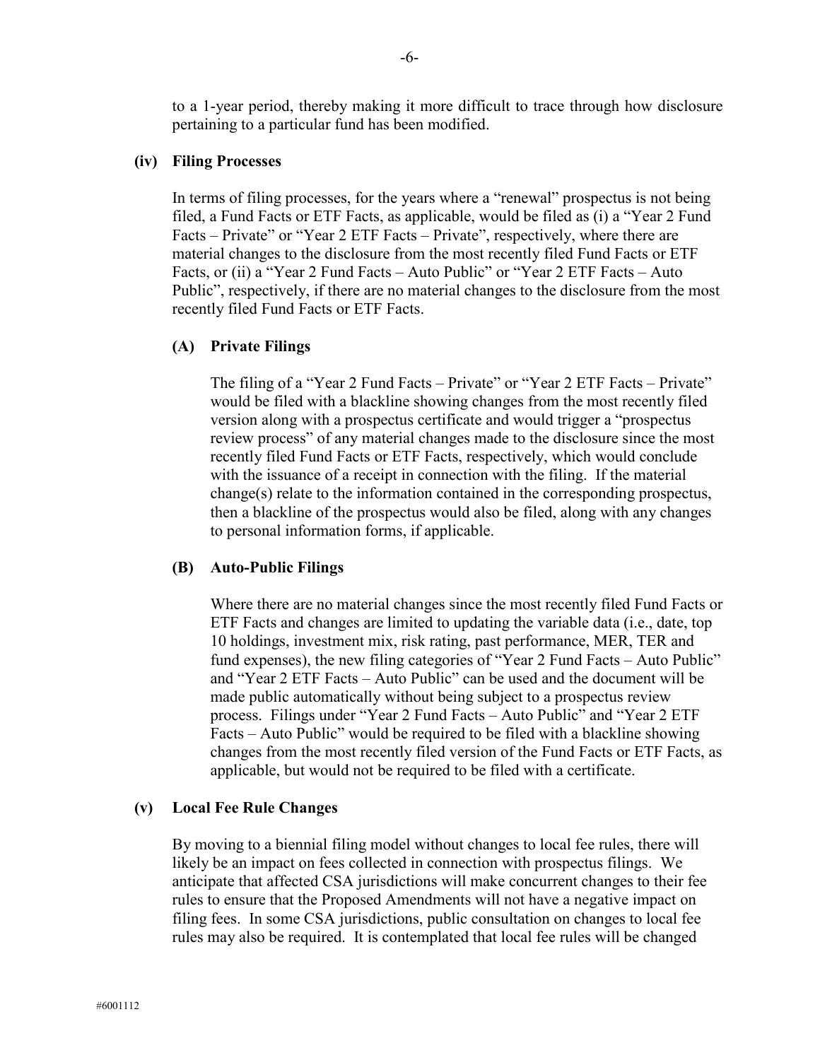to a 1-year period, thereby making it more difficult to trace through how disclosure pertaining to a particular fund has been modified.

**(iv) Filing Processes**

In terms of filing processes, for the years where a "renewal" prospectus is not being filed, a Fund Facts or ETF Facts, as applicable, would be filed as (i) a "Year 2 Fund Facts – Private" or "Year 2 ETF Facts – Private", respectively, where there are material changes to the disclosure from the most recently filed Fund Facts or ETF Facts, or (ii) a "Year 2 Fund Facts – Auto Public" or "Year 2 ETF Facts – Auto Public", respectively, if there are no material changes to the disclosure from the most recently filed Fund Facts or ETF Facts.

**(A) Private Filings**

The filing of a "Year 2 Fund Facts – Private" or "Year 2 ETF Facts – Private" would be filed with a blackline showing changes from the most recently filed version along with a prospectus certificate and would trigger a "prospectus review process" of any material changes made to the disclosure since the most recently filed Fund Facts or ETF Facts, respectively, which would conclude with the issuance of a receipt in connection with the filing. If the material change(s) relate to the information contained in the corresponding prospectus, then a blackline of the prospectus would also be filed, along with any changes to personal information forms, if applicable.

**(B) Auto-Public Filings**

Where there are no material changes since the most recently filed Fund Facts or ETF Facts and changes are limited to updating the variable data (i.e., date, top 10 holdings, investment mix, risk rating, past performance, MER, TER and fund expenses), the new filing categories of "Year 2 Fund Facts – Auto Public" and "Year 2 ETF Facts – Auto Public" can be used and the document will be made public automatically without being subject to a prospectus review process. Filings under "Year 2 Fund Facts – Auto Public" and "Year 2 ETF Facts – Auto Public" would be required to be filed with a blackline showing changes from the most recently filed version of the Fund Facts or ETF Facts, as applicable, but would not be required to be filed with a certificate.

**(v) Local Fee Rule Changes**

By moving to a biennial filing model without changes to local fee rules, there will likely be an impact on fees collected in connection with prospectus filings. We anticipate that affected CSA jurisdictions will make concurrent changes to their fee rules to ensure that the Proposed Amendments will not have a negative impact on filing fees. In some CSA jurisdictions, public consultation on changes to local fee rules may also be required. It is contemplated that local fee rules will be changed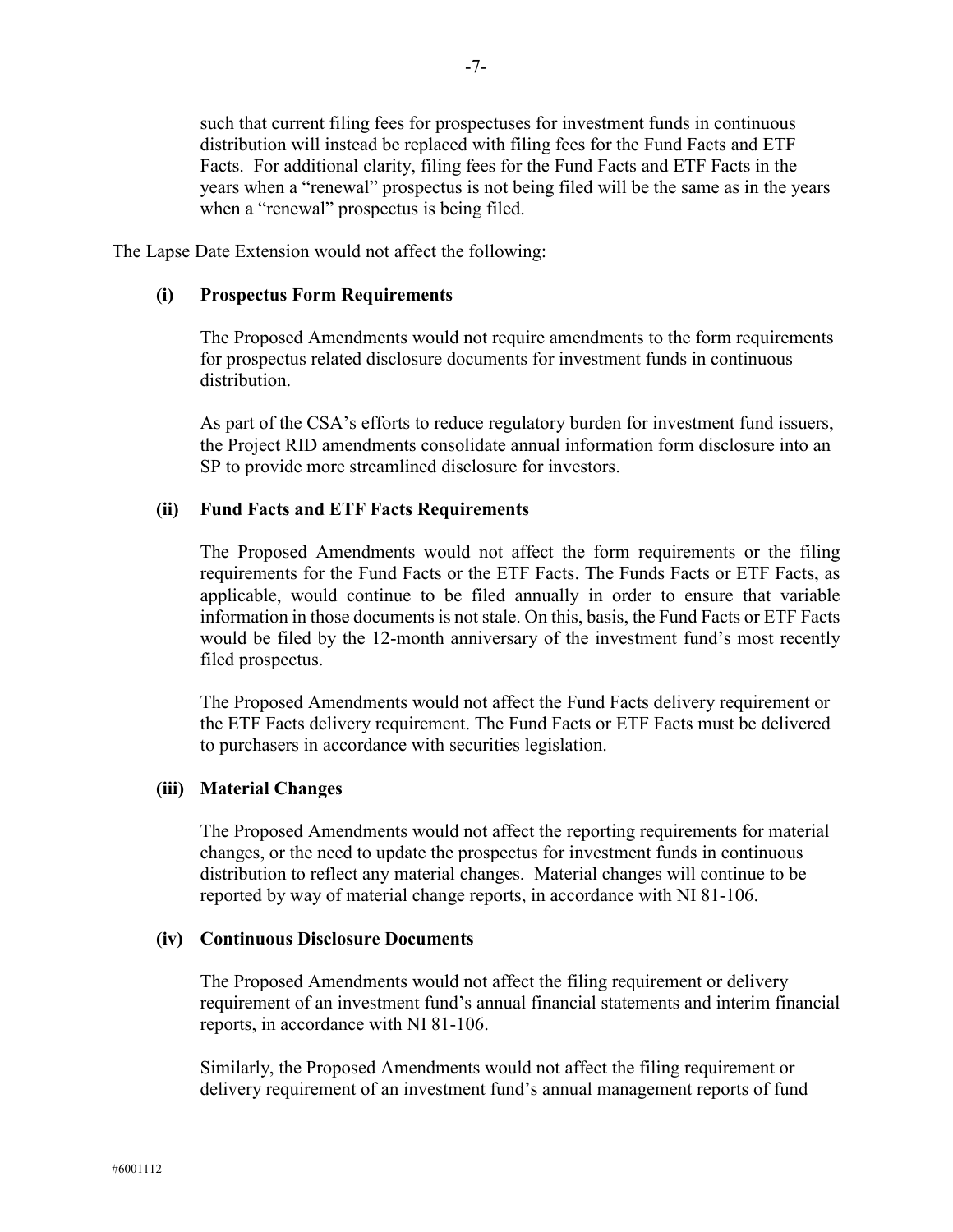such that current filing fees for prospectuses for investment funds in continuous distribution will instead be replaced with filing fees for the Fund Facts and ETF Facts. For additional clarity, filing fees for the Fund Facts and ETF Facts in the years when a "renewal" prospectus is not being filed will be the same as in the years when a "renewal" prospectus is being filed.

The Lapse Date Extension would not affect the following:

**(i) Prospectus Form Requirements**

The Proposed Amendments would not require amendments to the form requirements for prospectus related disclosure documents for investment funds in continuous distribution.

As part of the CSA's efforts to reduce regulatory burden for investment fund issuers, the Project RID amendments consolidate annual information form disclosure into an SP to provide more streamlined disclosure for investors.

**(ii) Fund Facts and ETF Facts Requirements**

The Proposed Amendments would not affect the form requirements or the filing requirements for the Fund Facts or the ETF Facts. The Funds Facts or ETF Facts, as applicable, would continue to be filed annually in order to ensure that variable information in those documents is not stale. On this, basis, the Fund Facts or ETF Facts would be filed by the 12-month anniversary of the investment fund's most recently filed prospectus.

The Proposed Amendments would not affect the Fund Facts delivery requirement or the ETF Facts delivery requirement. The Fund Facts or ETF Facts must be delivered to purchasers in accordance with securities legislation.

**(iii) Material Changes**

The Proposed Amendments would not affect the reporting requirements for material changes, or the need to update the prospectus for investment funds in continuous distribution to reflect any material changes. Material changes will continue to be reported by way of material change reports, in accordance with NI 81-106.

**(iv) Continuous Disclosure Documents**

The Proposed Amendments would not affect the filing requirement or delivery requirement of an investment fund's annual financial statements and interim financial reports, in accordance with NI 81-106.

Similarly, the Proposed Amendments would not affect the filing requirement or delivery requirement of an investment fund's annual management reports of fund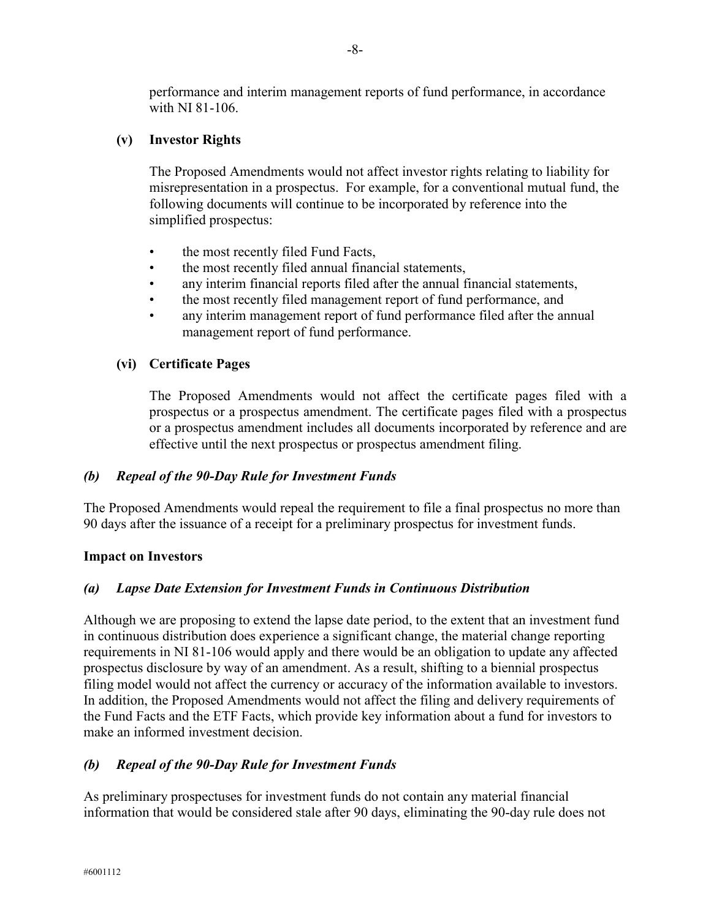performance and interim management reports of fund performance, in accordance with NI 81-106.

**(v) Investor Rights**

The Proposed Amendments would not affect investor rights relating to liability for misrepresentation in a prospectus. For example, for a conventional mutual fund, the following documents will continue to be incorporated by reference into the simplified prospectus:

- the most recently filed Fund Facts,
- the most recently filed annual financial statements,
- any interim financial reports filed after the annual financial statements,
- the most recently filed management report of fund performance, and
- any interim management report of fund performance filed after the annual management report of fund performance.

**(vi) Certificate Pages**

The Proposed Amendments would not affect the certificate pages filed with a prospectus or a prospectus amendment. The certificate pages filed with a prospectus or a prospectus amendment includes all documents incorporated by reference and are effective until the next prospectus or prospectus amendment filing.

***(b) Repeal of the 90-Day Rule for Investment Funds***

The Proposed Amendments would repeal the requirement to file a final prospectus no more than 90 days after the issuance of a receipt for a preliminary prospectus for investment funds.

**Impact on Investors**

***(a) Lapse Date Extension for Investment Funds in Continuous Distribution***

Although we are proposing to extend the lapse date period, to the extent that an investment fund in continuous distribution does experience a significant change, the material change reporting requirements in NI 81-106 would apply and there would be an obligation to update any affected prospectus disclosure by way of an amendment. As a result, shifting to a biennial prospectus filing model would not affect the currency or accuracy of the information available to investors. In addition, the Proposed Amendments would not affect the filing and delivery requirements of the Fund Facts and the ETF Facts, which provide key information about a fund for investors to make an informed investment decision.

***(b) Repeal of the 90-Day Rule for Investment Funds***

As preliminary prospectuses for investment funds do not contain any material financial information that would be considered stale after 90 days, eliminating the 90-day rule does not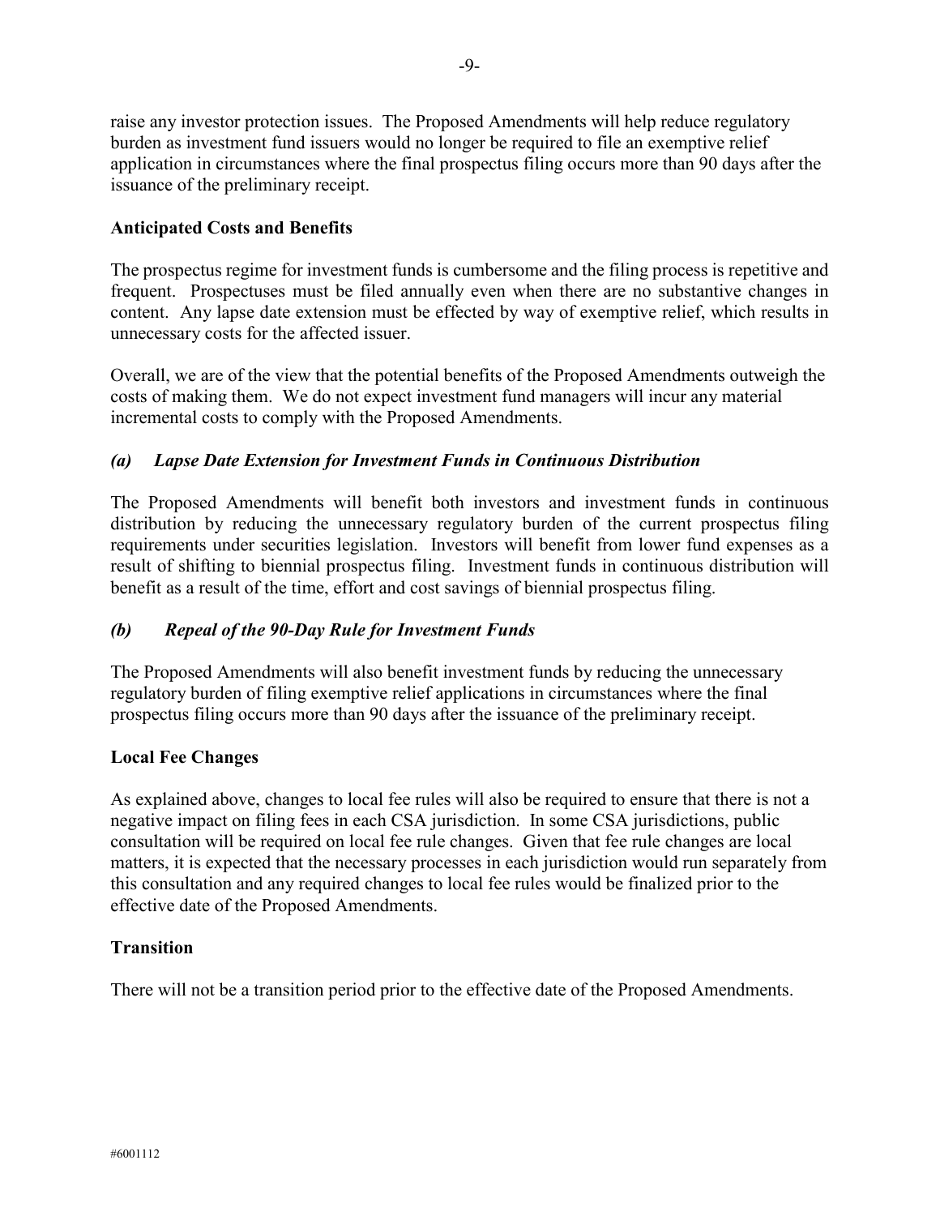raise any investor protection issues. The Proposed Amendments will help reduce regulatory burden as investment fund issuers would no longer be required to file an exemptive relief application in circumstances where the final prospectus filing occurs more than 90 days after the issuance of the preliminary receipt.

**Anticipated Costs and Benefits**

The prospectus regime for investment funds is cumbersome and the filing process is repetitive and frequent. Prospectuses must be filed annually even when there are no substantive changes in content. Any lapse date extension must be effected by way of exemptive relief, which results in unnecessary costs for the affected issuer.

Overall, we are of the view that the potential benefits of the Proposed Amendments outweigh the costs of making them. We do not expect investment fund managers will incur any material incremental costs to comply with the Proposed Amendments.

***(a) Lapse Date Extension for Investment Funds in Continuous Distribution***

The Proposed Amendments will benefit both investors and investment funds in continuous distribution by reducing the unnecessary regulatory burden of the current prospectus filing requirements under securities legislation. Investors will benefit from lower fund expenses as a result of shifting to biennial prospectus filing. Investment funds in continuous distribution will benefit as a result of the time, effort and cost savings of biennial prospectus filing.

***(b) Repeal of the 90-Day Rule for Investment Funds***

The Proposed Amendments will also benefit investment funds by reducing the unnecessary regulatory burden of filing exemptive relief applications in circumstances where the final prospectus filing occurs more than 90 days after the issuance of the preliminary receipt.

**Local Fee Changes**

As explained above, changes to local fee rules will also be required to ensure that there is not a negative impact on filing fees in each CSA jurisdiction. In some CSA jurisdictions, public consultation will be required on local fee rule changes. Given that fee rule changes are local matters, it is expected that the necessary processes in each jurisdiction would run separately from this consultation and any required changes to local fee rules would be finalized prior to the effective date of the Proposed Amendments.

**Transition**

There will not be a transition period prior to the effective date of the Proposed Amendments.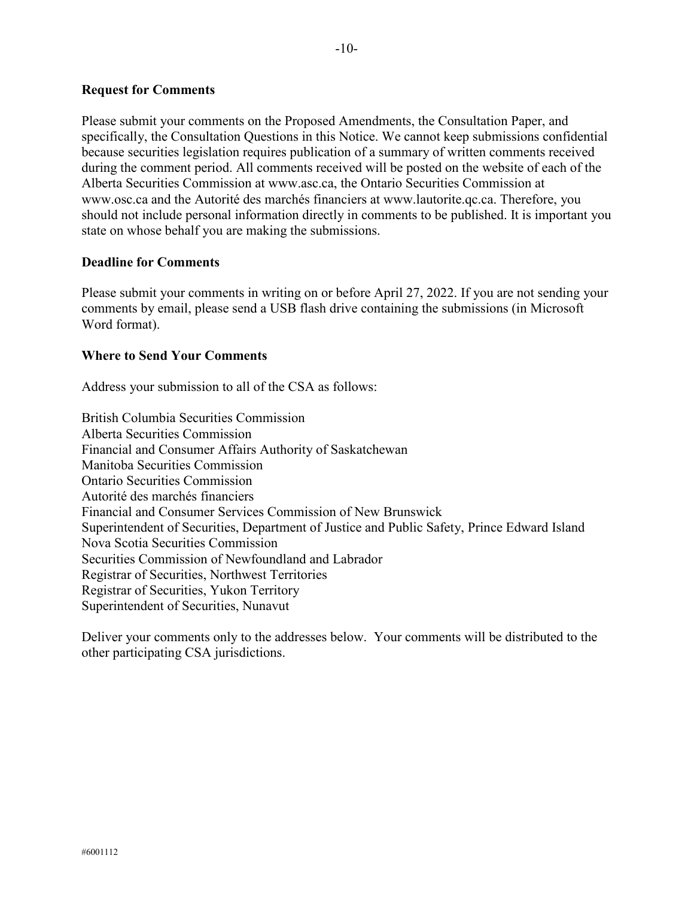**Request for Comments**

Please submit your comments on the Proposed Amendments, the Consultation Paper, and specifically, the Consultation Questions in this Notice. We cannot keep submissions confidential because securities legislation requires publication of a summary of written comments received during the comment period. All comments received will be posted on the website of each of the Alberta Securities Commission at www.asc.ca, the Ontario Securities Commission at www.osc.ca and the Autorité des marchés financiers at www.lautorite.qc.ca. Therefore, you should not include personal information directly in comments to be published. It is important you state on whose behalf you are making the submissions.

**Deadline for Comments**

Please submit your comments in writing on or before April 27, 2022. If you are not sending your comments by email, please send a USB flash drive containing the submissions (in Microsoft Word format).

**Where to Send Your Comments**

Address your submission to all of the CSA as follows:

British Columbia Securities Commission
Alberta Securities Commission
Financial and Consumer Affairs Authority of Saskatchewan
Manitoba Securities Commission
Ontario Securities Commission
Autorité des marchés financiers
Financial and Consumer Services Commission of New Brunswick
Superintendent of Securities, Department of Justice and Public Safety, Prince Edward Island
Nova Scotia Securities Commission
Securities Commission of Newfoundland and Labrador
Registrar of Securities, Northwest Territories
Registrar of Securities, Yukon Territory
Superintendent of Securities, Nunavut

Deliver your comments only to the addresses below. Your comments will be distributed to the other participating CSA jurisdictions.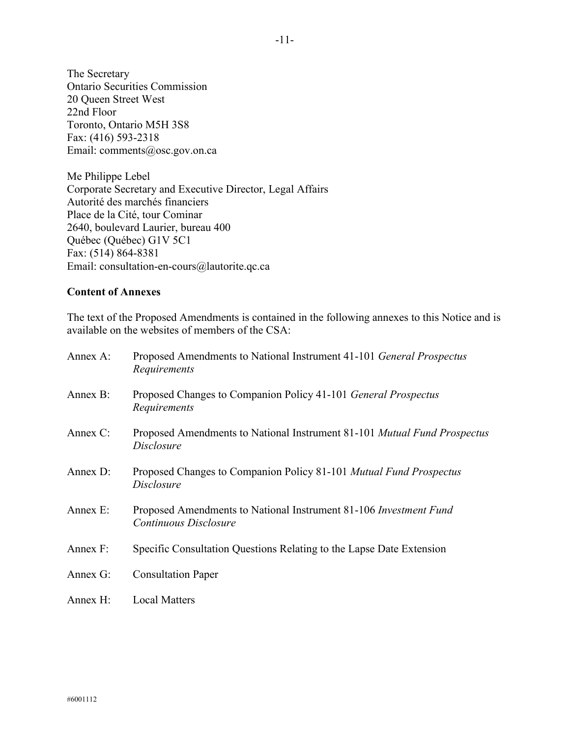The Secretary
Ontario Securities Commission
20 Queen Street West
22nd Floor
Toronto, Ontario M5H 3S8
Fax: (416) 593-2318
Email: comments@osc.gov.on.ca

Me Philippe Lebel
Corporate Secretary and Executive Director, Legal Affairs
Autorité des marchés financiers
Place de la Cité, tour Cominar
2640, boulevard Laurier, bureau 400
Québec (Québec) G1V 5C1
Fax: (514) 864-8381
Email: consultation-en-cours@lautorite.qc.ca

**Content of Annexes**

The text of the Proposed Amendments is contained in the following annexes to this Notice and is available on the websites of members of the CSA:

Annex A: Proposed Amendments to National Instrument 41-101 *General Prospectus Requirements*

Annex B: Proposed Changes to Companion Policy 41-101 *General Prospectus Requirements*

Annex C: Proposed Amendments to National Instrument 81-101 *Mutual Fund Prospectus Disclosure*

Annex D: Proposed Changes to Companion Policy 81-101 *Mutual Fund Prospectus Disclosure*

Annex E: Proposed Amendments to National Instrument 81-106 *Investment Fund Continuous Disclosure*

Annex F: Specific Consultation Questions Relating to the Lapse Date Extension

Annex G: Consultation Paper

Annex H: Local Matters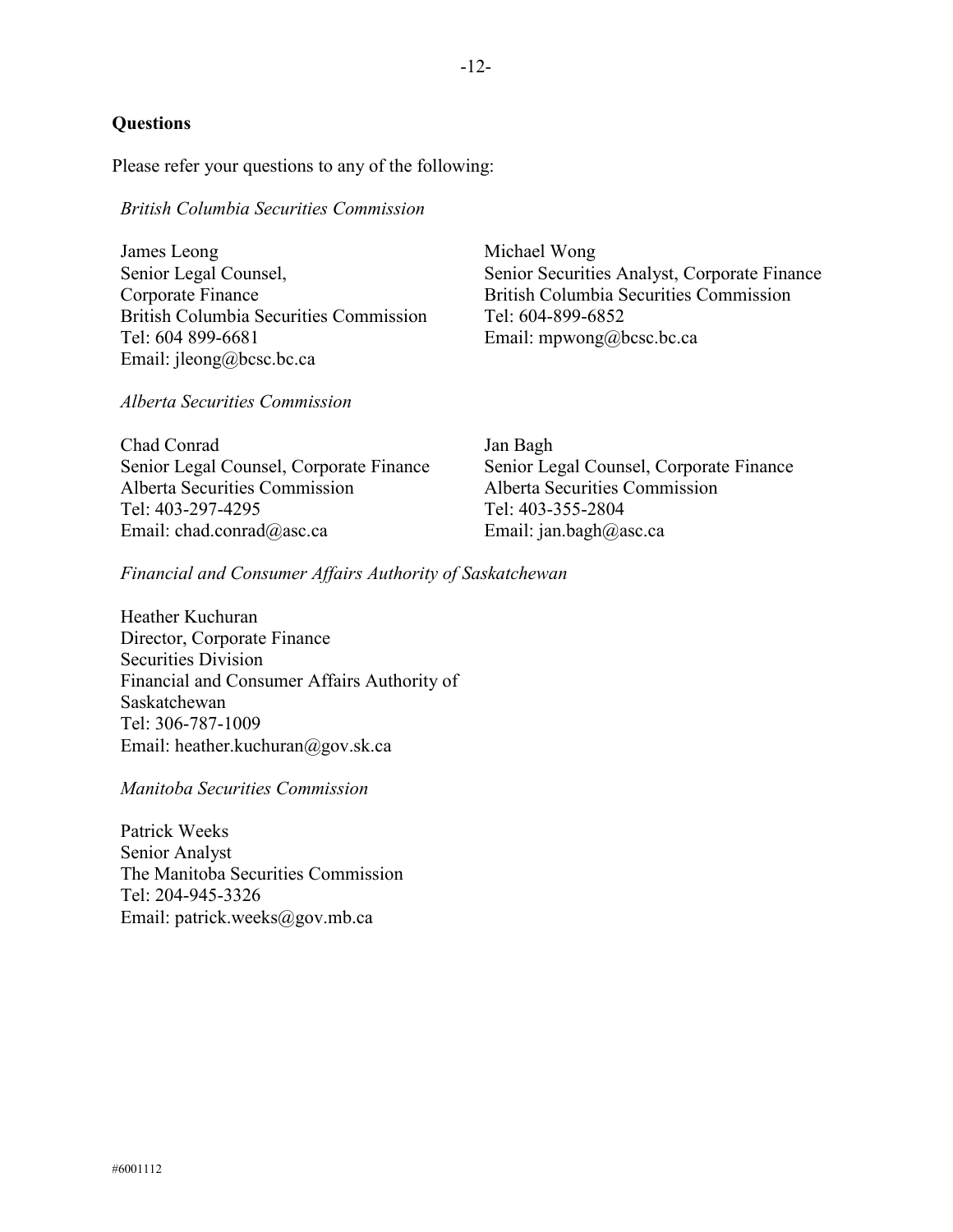## Questions

Please refer your questions to any of the following:

*British Columbia Securities Commission*

James Leong
Senior Legal Counsel,
Corporate Finance
British Columbia Securities Commission
Tel: 604 899-6681
Email: jleong@bcsc.bc.ca

Michael Wong
Senior Securities Analyst, Corporate Finance
British Columbia Securities Commission
Tel: 604-899-6852
Email: mpwong@bcsc.bc.ca

*Alberta Securities Commission*

Chad Conrad
Senior Legal Counsel, Corporate Finance
Alberta Securities Commission
Tel: 403-297-4295
Email: chad.conrad@asc.ca

Jan Bagh
Senior Legal Counsel, Corporate Finance
Alberta Securities Commission
Tel: 403-355-2804
Email: jan.bagh@asc.ca

*Financial and Consumer Affairs Authority of Saskatchewan*

Heather Kuchuran
Director, Corporate Finance
Securities Division
Financial and Consumer Affairs Authority of Saskatchewan
Tel: 306-787-1009
Email: heather.kuchuran@gov.sk.ca

*Manitoba Securities Commission*

Patrick Weeks
Senior Analyst
The Manitoba Securities Commission
Tel: 204-945-3326
Email: patrick.weeks@gov.mb.ca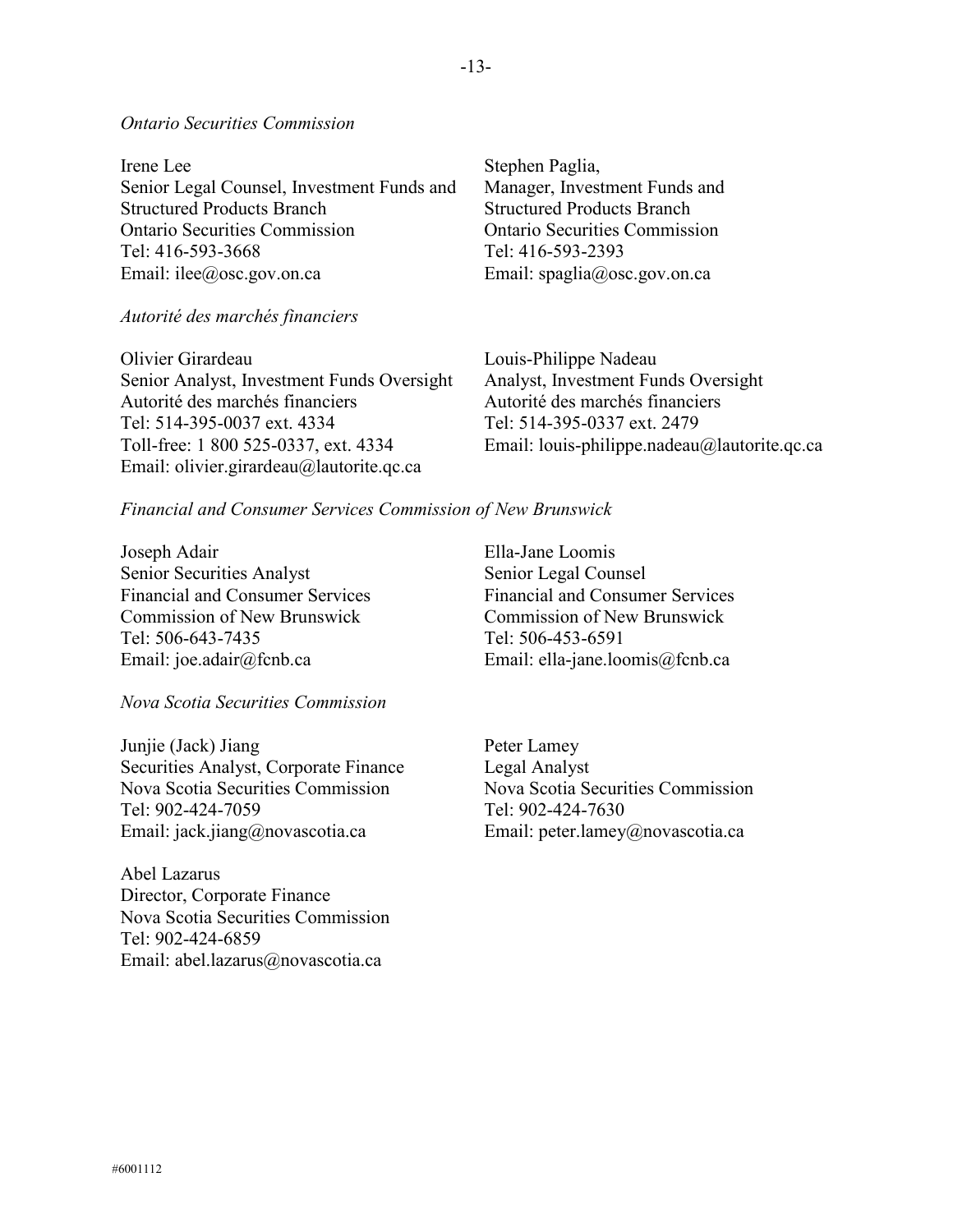*Ontario Securities Commission*

Irene Lee
Senior Legal Counsel, Investment Funds and Structured Products Branch
Ontario Securities Commission
Tel: 416-593-3668
Email: ilee@osc.gov.on.ca

Stephen Paglia,
Manager, Investment Funds and Structured Products Branch
Ontario Securities Commission
Tel: 416-593-2393
Email: spaglia@osc.gov.on.ca

*Autorité des marchés financiers*

Olivier Girardeau
Senior Analyst, Investment Funds Oversight
Autorité des marchés financiers
Tel: 514-395-0037 ext. 4334
Toll-free: 1 800 525-0337, ext. 4334
Email: olivier.girardeau@lautorite.qc.ca

Louis-Philippe Nadeau
Analyst, Investment Funds Oversight
Autorité des marchés financiers
Tel: 514-395-0337 ext. 2479
Email: louis-philippe.nadeau@lautorite.qc.ca

*Financial and Consumer Services Commission of New Brunswick*

Joseph Adair
Senior Securities Analyst
Financial and Consumer Services Commission of New Brunswick
Tel: 506-643-7435
Email: joe.adair@fcnb.ca

Ella-Jane Loomis
Senior Legal Counsel
Financial and Consumer Services Commission of New Brunswick
Tel: 506-453-6591
Email: ella-jane.loomis@fcnb.ca

*Nova Scotia Securities Commission*

Junjie (Jack) Jiang
Securities Analyst, Corporate Finance
Nova Scotia Securities Commission
Tel: 902-424-7059
Email: jack.jiang@novascotia.ca

Peter Lamey
Legal Analyst
Nova Scotia Securities Commission
Tel: 902-424-7630
Email: peter.lamey@novascotia.ca

Abel Lazarus
Director, Corporate Finance
Nova Scotia Securities Commission
Tel: 902-424-6859
Email: abel.lazarus@novascotia.ca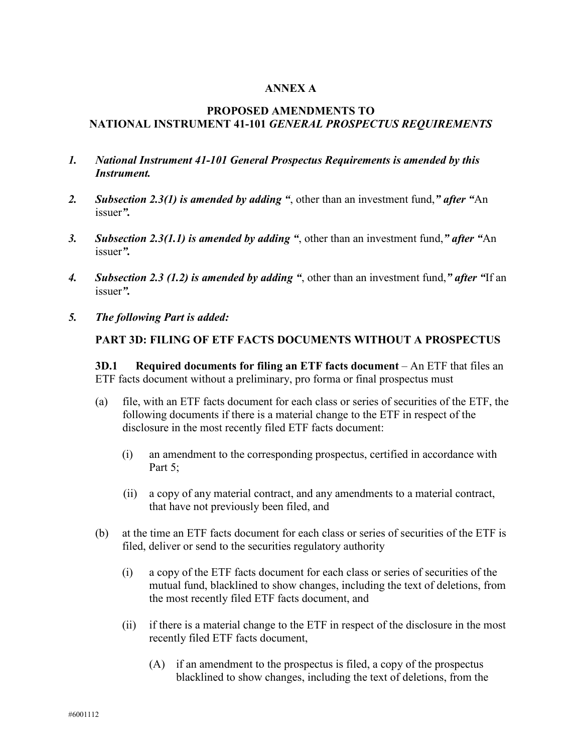**ANNEX A**

**PROPOSED AMENDMENTS TO**
**NATIONAL INSTRUMENT 41-101 *GENERAL PROSPECTUS REQUIREMENTS***

1. ***National Instrument 41-101 General Prospectus Requirements is amended by this Instrument.***

2. ***Subsection 2.3(1) is amended by adding "***, other than an investment fund,***" after "***An issuer***".***

3. ***Subsection 2.3(1.1) is amended by adding "***, other than an investment fund,***" after "***An issuer***".***

4. ***Subsection 2.3 (1.2) is amended by adding "***, other than an investment fund,***" after "***If an issuer***".***

5. ***The following Part is added:***

**PART 3D: FILING OF ETF FACTS DOCUMENTS WITHOUT A PROSPECTUS**

**3D.1 Required documents for filing an ETF facts document** – An ETF that files an ETF facts document without a preliminary, pro forma or final prospectus must

(a) file, with an ETF facts document for each class or series of securities of the ETF, the following documents if there is a material change to the ETF in respect of the disclosure in the most recently filed ETF facts document:

(i) an amendment to the corresponding prospectus, certified in accordance with Part 5;

(ii) a copy of any material contract, and any amendments to a material contract, that have not previously been filed, and

(b) at the time an ETF facts document for each class or series of securities of the ETF is filed, deliver or send to the securities regulatory authority

(i) a copy of the ETF facts document for each class or series of securities of the mutual fund, blacklined to show changes, including the text of deletions, from the most recently filed ETF facts document, and

(ii) if there is a material change to the ETF in respect of the disclosure in the most recently filed ETF facts document,

(A) if an amendment to the prospectus is filed, a copy of the prospectus blacklined to show changes, including the text of deletions, from the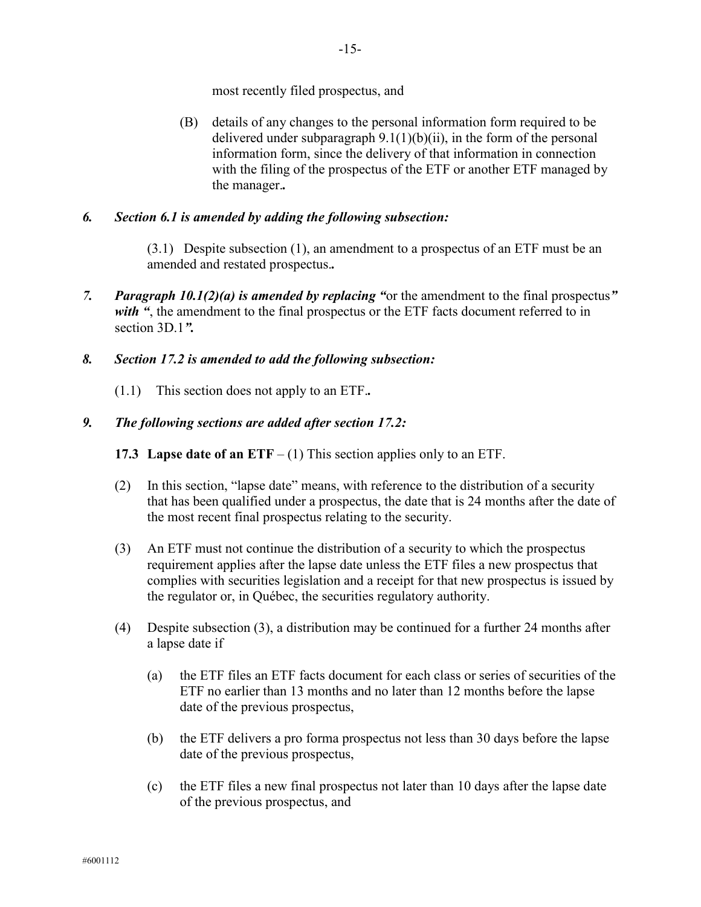most recently filed prospectus, and

(B) details of any changes to the personal information form required to be delivered under subparagraph 9.1(1)(b)(ii), in the form of the personal information form, since the delivery of that information in connection with the filing of the prospectus of the ETF or another ETF managed by the manager.**.**

***6. Section 6.1 is amended by adding the following subsection:***

(3.1) Despite subsection (1), an amendment to a prospectus of an ETF must be an amended and restated prospectus.**.**

***7. Paragraph 10.1(2)(a) is amended by replacing "***or the amendment to the final prospectus***" with "***, the amendment to the final prospectus or the ETF facts document referred to in section 3D.1***".***

***8. Section 17.2 is amended to add the following subsection:***

(1.1) This section does not apply to an ETF.**.**

***9. The following sections are added after section 17.2:***

**17.3 Lapse date of an ETF** – (1) This section applies only to an ETF.

(2) In this section, "lapse date" means, with reference to the distribution of a security that has been qualified under a prospectus, the date that is 24 months after the date of the most recent final prospectus relating to the security.

(3) An ETF must not continue the distribution of a security to which the prospectus requirement applies after the lapse date unless the ETF files a new prospectus that complies with securities legislation and a receipt for that new prospectus is issued by the regulator or, in Québec, the securities regulatory authority.

(4) Despite subsection (3), a distribution may be continued for a further 24 months after a lapse date if

(a) the ETF files an ETF facts document for each class or series of securities of the ETF no earlier than 13 months and no later than 12 months before the lapse date of the previous prospectus,

(b) the ETF delivers a pro forma prospectus not less than 30 days before the lapse date of the previous prospectus,

(c) the ETF files a new final prospectus not later than 10 days after the lapse date of the previous prospectus, and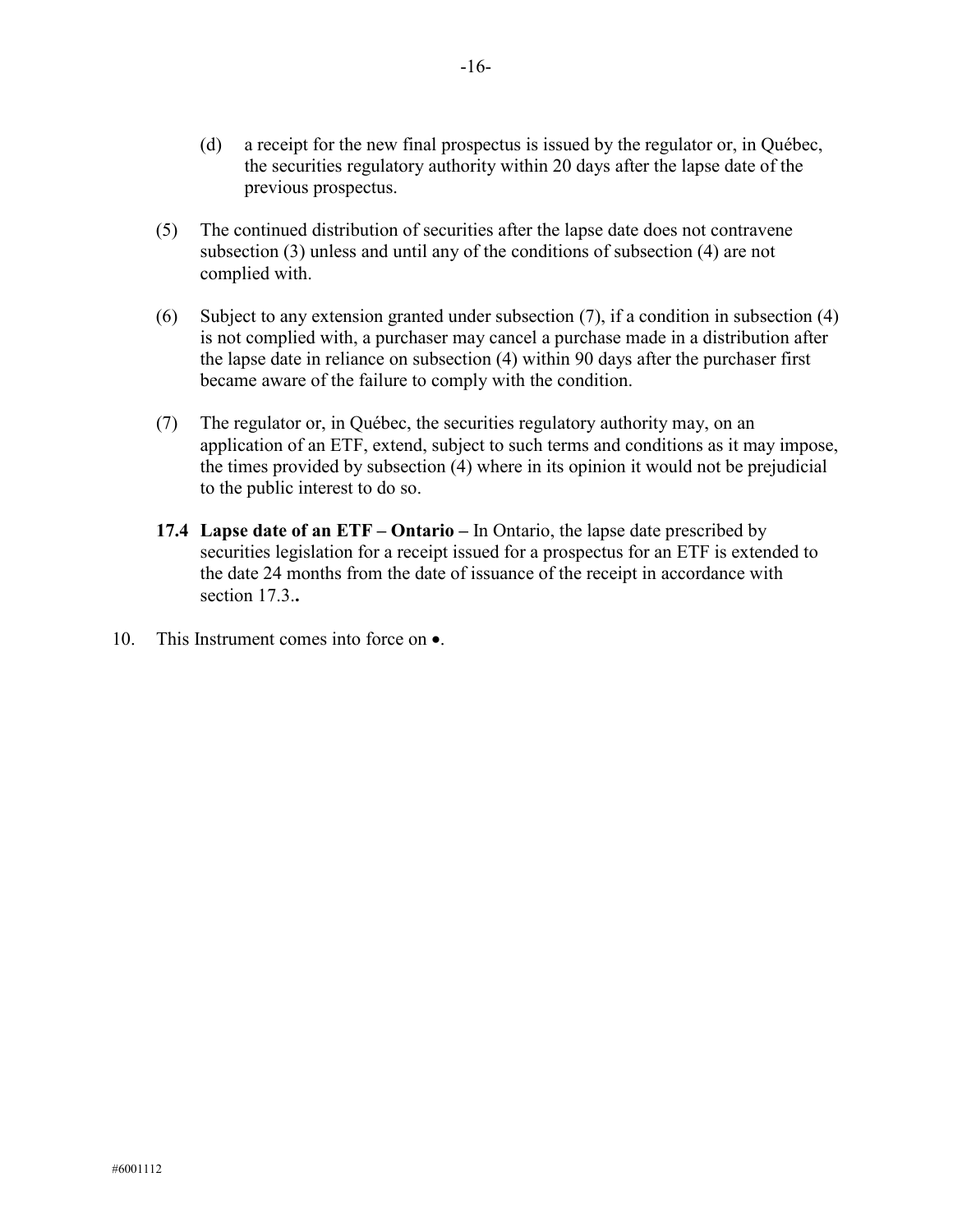(d) a receipt for the new final prospectus is issued by the regulator or, in Québec, the securities regulatory authority within 20 days after the lapse date of the previous prospectus.

(5) The continued distribution of securities after the lapse date does not contravene subsection (3) unless and until any of the conditions of subsection (4) are not complied with.

(6) Subject to any extension granted under subsection (7), if a condition in subsection (4) is not complied with, a purchaser may cancel a purchase made in a distribution after the lapse date in reliance on subsection (4) within 90 days after the purchaser first became aware of the failure to comply with the condition.

(7) The regulator or, in Québec, the securities regulatory authority may, on an application of an ETF, extend, subject to such terms and conditions as it may impose, the times provided by subsection (4) where in its opinion it would not be prejudicial to the public interest to do so.

**17.4 Lapse date of an ETF – Ontario –** In Ontario, the lapse date prescribed by securities legislation for a receipt issued for a prospectus for an ETF is extended to the date 24 months from the date of issuance of the receipt in accordance with section 17.3.**.**

10. This Instrument comes into force on •.

#6001112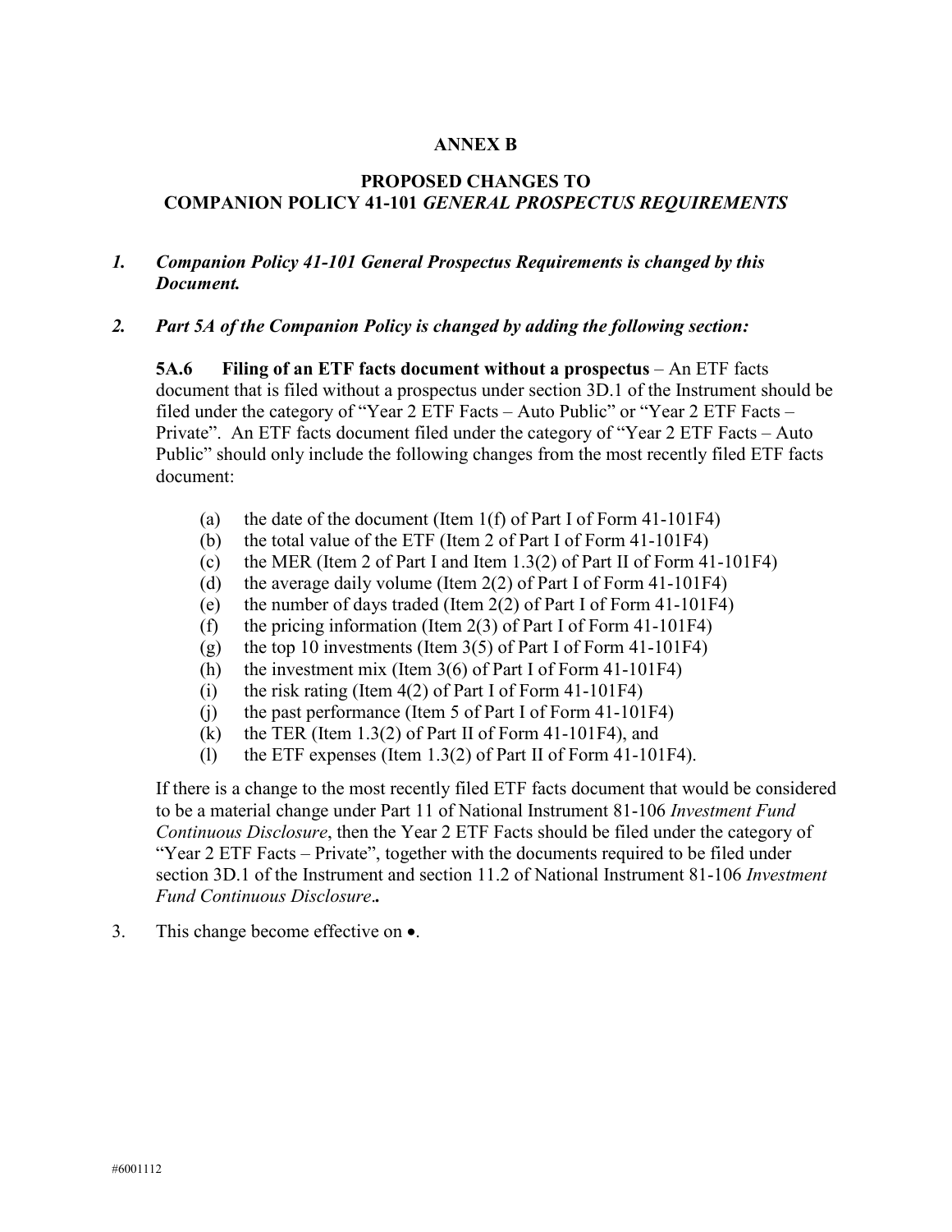## ANNEX B

## PROPOSED CHANGES TO COMPANION POLICY 41-101 *GENERAL PROSPECTUS REQUIREMENTS*

1. ***Companion Policy 41-101 General Prospectus Requirements is changed by this Document.***

2. ***Part 5A of the Companion Policy is changed by adding the following section:***

   **5A.6 Filing of an ETF facts document without a prospectus** – An ETF facts document that is filed without a prospectus under section 3D.1 of the Instrument should be filed under the category of "Year 2 ETF Facts – Auto Public" or "Year 2 ETF Facts – Private". An ETF facts document filed under the category of "Year 2 ETF Facts – Auto Public" should only include the following changes from the most recently filed ETF facts document:

   (a) the date of the document (Item 1(f) of Part I of Form 41-101F4)
   (b) the total value of the ETF (Item 2 of Part I of Form 41-101F4)
   (c) the MER (Item 2 of Part I and Item 1.3(2) of Part II of Form 41-101F4)
   (d) the average daily volume (Item 2(2) of Part I of Form 41-101F4)
   (e) the number of days traded (Item 2(2) of Part I of Form 41-101F4)
   (f) the pricing information (Item 2(3) of Part I of Form 41-101F4)
   (g) the top 10 investments (Item 3(5) of Part I of Form 41-101F4)
   (h) the investment mix (Item 3(6) of Part I of Form 41-101F4)
   (i) the risk rating (Item 4(2) of Part I of Form 41-101F4)
   (j) the past performance (Item 5 of Part I of Form 41-101F4)
   (k) the TER (Item 1.3(2) of Part II of Form 41-101F4), and
   (l) the ETF expenses (Item 1.3(2) of Part II of Form 41-101F4).

   If there is a change to the most recently filed ETF facts document that would be considered to be a material change under Part 11 of National Instrument 81-106 *Investment Fund Continuous Disclosure*, then the Year 2 ETF Facts should be filed under the category of "Year 2 ETF Facts – Private", together with the documents required to be filed under section 3D.1 of the Instrument and section 11.2 of National Instrument 81-106 *Investment Fund Continuous Disclosure*.**.**

3. This change become effective on •.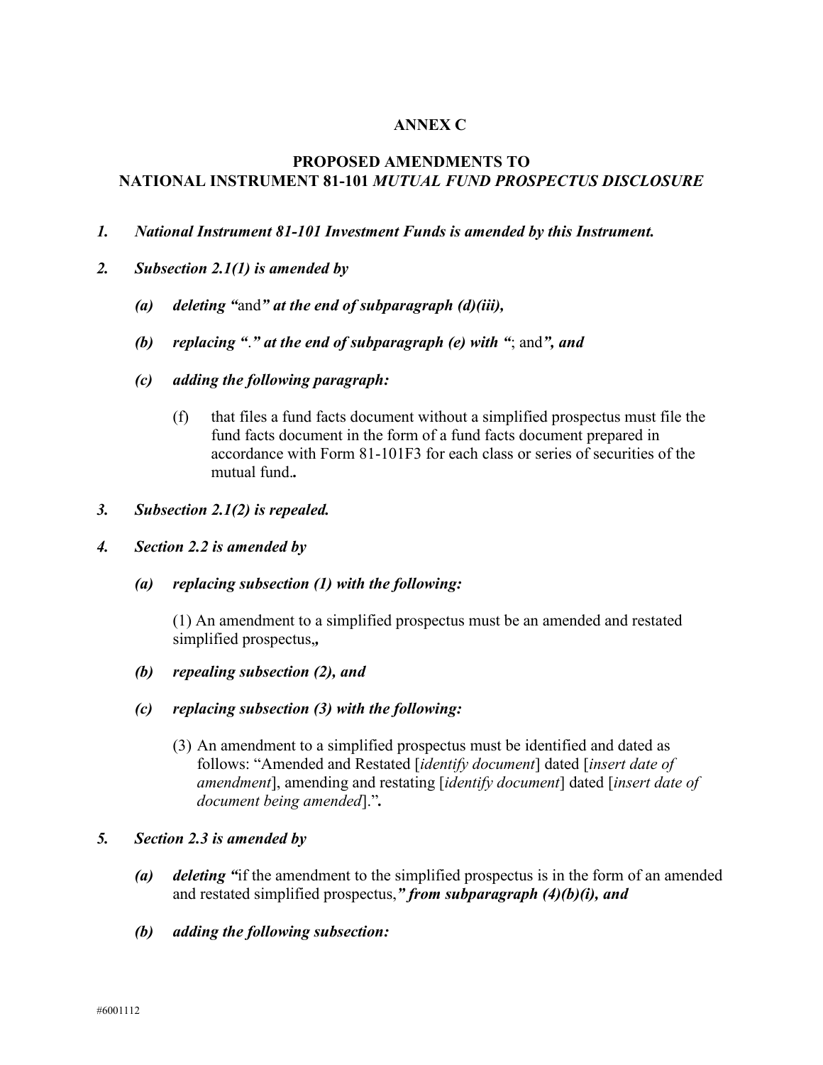**ANNEX C**

**PROPOSED AMENDMENTS TO NATIONAL INSTRUMENT 81-101 *MUTUAL FUND PROSPECTUS DISCLOSURE***

***1. National Instrument 81-101 Investment Funds is amended by this Instrument.***

***2. Subsection 2.1(1) is amended by***

***(a) deleting "*and*" at the end of subparagraph (d)(iii),***

***(b) replacing "*.*" at the end of subparagraph (e) with "*; and*", and***

***(c) adding the following paragraph:***

(f) that files a fund facts document without a simplified prospectus must file the fund facts document in the form of a fund facts document prepared in accordance with Form 81-101F3 for each class or series of securities of the mutual fund.***.***

***3. Subsection 2.1(2) is repealed.***

***4. Section 2.2 is amended by***

***(a) replacing subsection (1) with the following:***

(1) An amendment to a simplified prospectus must be an amended and restated simplified prospectus.***,***

***(b) repealing subsection (2), and***

***(c) replacing subsection (3) with the following:***

(3) An amendment to a simplified prospectus must be identified and dated as follows: "Amended and Restated [*identify document*] dated [*insert date of amendment*], amending and restating [*identify document*] dated [*insert date of document being amended*]."***.***

***5. Section 2.3 is amended by***

***(a) deleting "*if the amendment to the simplified prospectus is in the form of an amended and restated simplified prospectus,*" from subparagraph (4)(b)(i), and***

***(b) adding the following subsection:***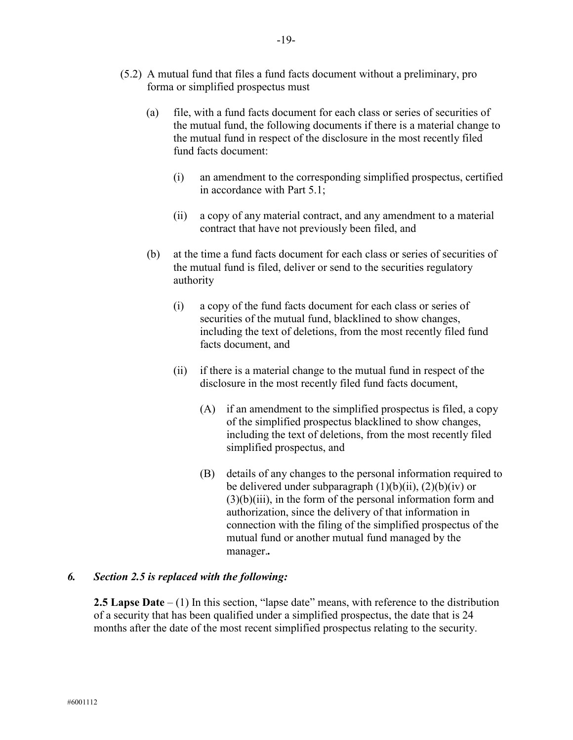(5.2) A mutual fund that files a fund facts document without a preliminary, pro forma or simplified prospectus must

(a) file, with a fund facts document for each class or series of securities of the mutual fund, the following documents if there is a material change to the mutual fund in respect of the disclosure in the most recently filed fund facts document:

(i) an amendment to the corresponding simplified prospectus, certified in accordance with Part 5.1;

(ii) a copy of any material contract, and any amendment to a material contract that have not previously been filed, and

(b) at the time a fund facts document for each class or series of securities of the mutual fund is filed, deliver or send to the securities regulatory authority

(i) a copy of the fund facts document for each class or series of securities of the mutual fund, blacklined to show changes, including the text of deletions, from the most recently filed fund facts document, and

(ii) if there is a material change to the mutual fund in respect of the disclosure in the most recently filed fund facts document,

(A) if an amendment to the simplified prospectus is filed, a copy of the simplified prospectus blacklined to show changes, including the text of deletions, from the most recently filed simplified prospectus, and

(B) details of any changes to the personal information required to be delivered under subparagraph (1)(b)(ii), (2)(b)(iv) or (3)(b)(iii), in the form of the personal information form and authorization, since the delivery of that information in connection with the filing of the simplified prospectus of the mutual fund or another mutual fund managed by the manager.**.**

***6. Section 2.5 is replaced with the following:***

**2.5 Lapse Date** – (1) In this section, "lapse date" means, with reference to the distribution of a security that has been qualified under a simplified prospectus, the date that is 24 months after the date of the most recent simplified prospectus relating to the security.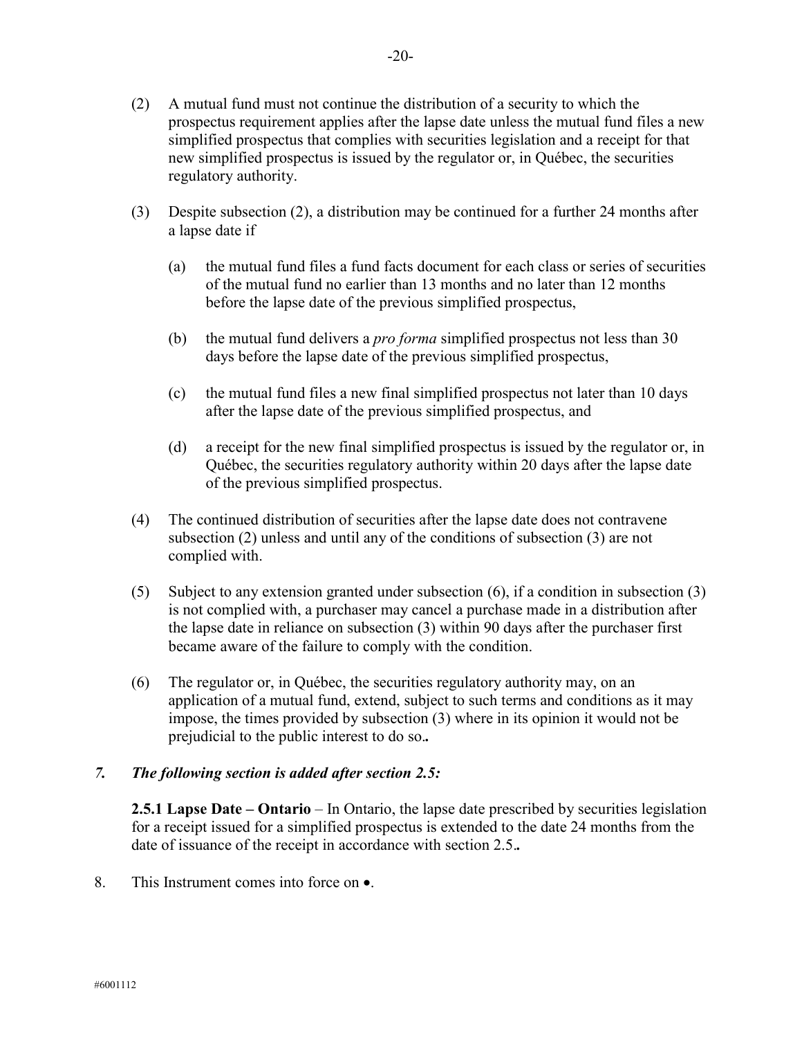(2) A mutual fund must not continue the distribution of a security to which the prospectus requirement applies after the lapse date unless the mutual fund files a new simplified prospectus that complies with securities legislation and a receipt for that new simplified prospectus is issued by the regulator or, in Québec, the securities regulatory authority.

(3) Despite subsection (2), a distribution may be continued for a further 24 months after a lapse date if

(a) the mutual fund files a fund facts document for each class or series of securities of the mutual fund no earlier than 13 months and no later than 12 months before the lapse date of the previous simplified prospectus,

(b) the mutual fund delivers a *pro forma* simplified prospectus not less than 30 days before the lapse date of the previous simplified prospectus,

(c) the mutual fund files a new final simplified prospectus not later than 10 days after the lapse date of the previous simplified prospectus, and

(d) a receipt for the new final simplified prospectus is issued by the regulator or, in Québec, the securities regulatory authority within 20 days after the lapse date of the previous simplified prospectus.

(4) The continued distribution of securities after the lapse date does not contravene subsection (2) unless and until any of the conditions of subsection (3) are not complied with.

(5) Subject to any extension granted under subsection (6), if a condition in subsection (3) is not complied with, a purchaser may cancel a purchase made in a distribution after the lapse date in reliance on subsection (3) within 90 days after the purchaser first became aware of the failure to comply with the condition.

(6) The regulator or, in Québec, the securities regulatory authority may, on an application of a mutual fund, extend, subject to such terms and conditions as it may impose, the times provided by subsection (3) where in its opinion it would not be prejudicial to the public interest to do so.**.**

***7. The following section is added after section 2.5:***

**2.5.1 Lapse Date – Ontario** – In Ontario, the lapse date prescribed by securities legislation for a receipt issued for a simplified prospectus is extended to the date 24 months from the date of issuance of the receipt in accordance with section 2.5.**.**

8. This Instrument comes into force on •.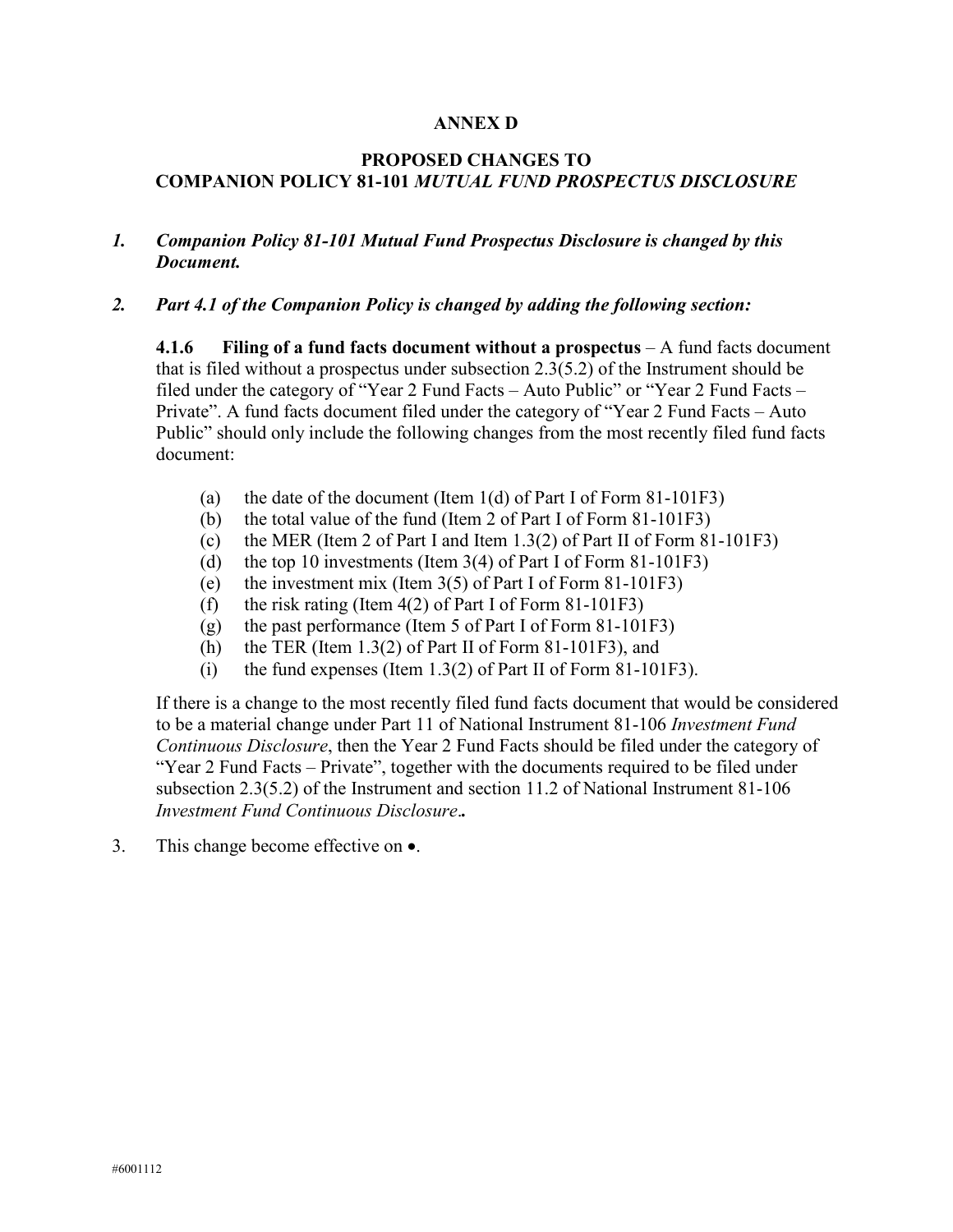**ANNEX D**

**PROPOSED CHANGES TO**
**COMPANION POLICY 81-101 *MUTUAL FUND PROSPECTUS DISCLOSURE***

1. ***Companion Policy 81-101 Mutual Fund Prospectus Disclosure is changed by this Document.***

2. ***Part 4.1 of the Companion Policy is changed by adding the following section:***

   **4.1.6 Filing of a fund facts document without a prospectus** – A fund facts document that is filed without a prospectus under subsection 2.3(5.2) of the Instrument should be filed under the category of "Year 2 Fund Facts – Auto Public" or "Year 2 Fund Facts – Private". A fund facts document filed under the category of "Year 2 Fund Facts – Auto Public" should only include the following changes from the most recently filed fund facts document:

   (a) the date of the document (Item 1(d) of Part I of Form 81-101F3)
   (b) the total value of the fund (Item 2 of Part I of Form 81-101F3)
   (c) the MER (Item 2 of Part I and Item 1.3(2) of Part II of Form 81-101F3)
   (d) the top 10 investments (Item 3(4) of Part I of Form 81-101F3)
   (e) the investment mix (Item 3(5) of Part I of Form 81-101F3)
   (f) the risk rating (Item 4(2) of Part I of Form 81-101F3)
   (g) the past performance (Item 5 of Part I of Form 81-101F3)
   (h) the TER (Item 1.3(2) of Part II of Form 81-101F3), and
   (i) the fund expenses (Item 1.3(2) of Part II of Form 81-101F3).

   If there is a change to the most recently filed fund facts document that would be considered to be a material change under Part 11 of National Instrument 81-106 *Investment Fund Continuous Disclosure*, then the Year 2 Fund Facts should be filed under the category of "Year 2 Fund Facts – Private", together with the documents required to be filed under subsection 2.3(5.2) of the Instrument and section 11.2 of National Instrument 81-106 *Investment Fund Continuous Disclosure*.**.**

3. This change become effective on •.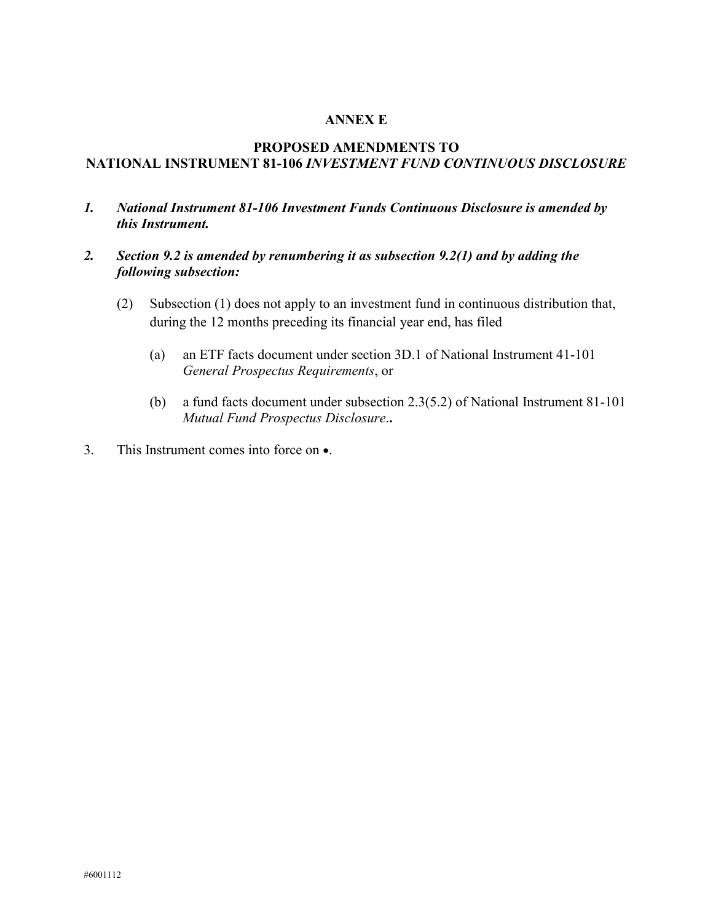**ANNEX E**

**PROPOSED AMENDMENTS TO**
**NATIONAL INSTRUMENT 81-106 *INVESTMENT FUND CONTINUOUS DISCLOSURE***

***1. National Instrument 81-106 Investment Funds Continuous Disclosure is amended by this Instrument.***

***2. Section 9.2 is amended by renumbering it as subsection 9.2(1) and by adding the following subsection:***

(2) Subsection (1) does not apply to an investment fund in continuous distribution that, during the 12 months preceding its financial year end, has filed

(a) an ETF facts document under section 3D.1 of National Instrument 41-101 *General Prospectus Requirements*, or

(b) a fund facts document under subsection 2.3(5.2) of National Instrument 81-101 *Mutual Fund Prospectus Disclosure*.**.**

3. This Instrument comes into force on •.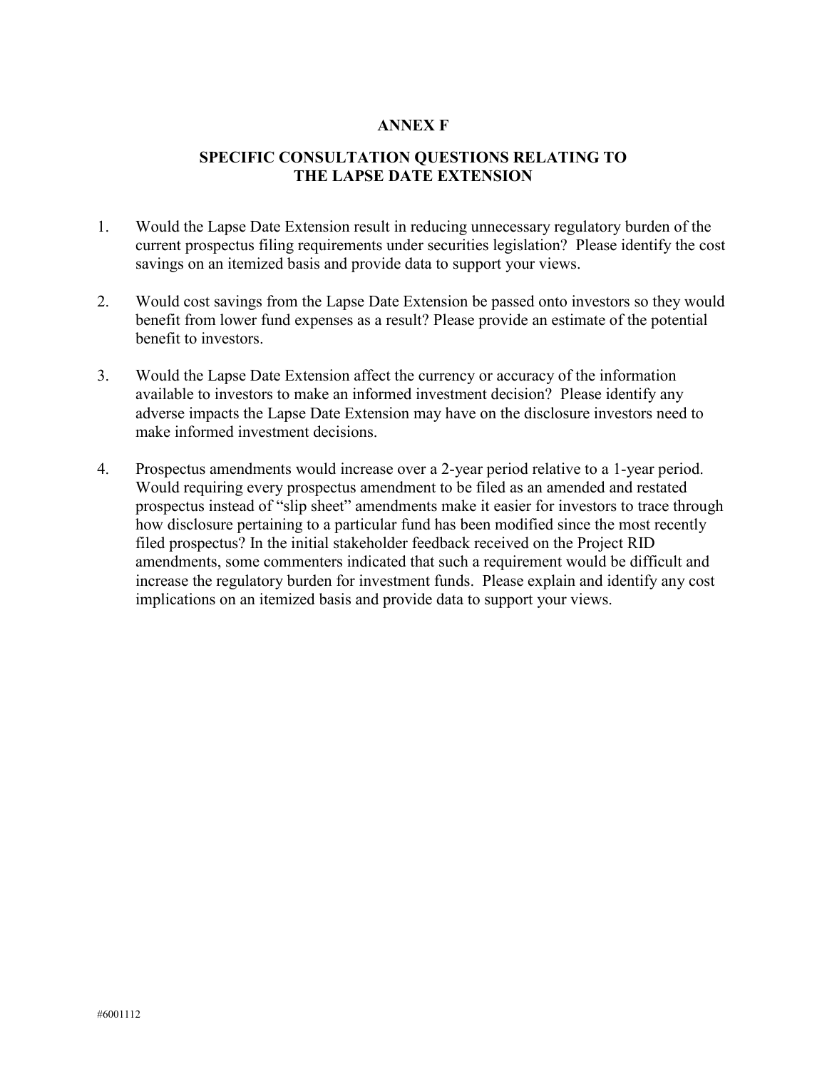# ANNEX F

## SPECIFIC CONSULTATION QUESTIONS RELATING TO THE LAPSE DATE EXTENSION

1. Would the Lapse Date Extension result in reducing unnecessary regulatory burden of the current prospectus filing requirements under securities legislation? Please identify the cost savings on an itemized basis and provide data to support your views.

2. Would cost savings from the Lapse Date Extension be passed onto investors so they would benefit from lower fund expenses as a result? Please provide an estimate of the potential benefit to investors.

3. Would the Lapse Date Extension affect the currency or accuracy of the information available to investors to make an informed investment decision? Please identify any adverse impacts the Lapse Date Extension may have on the disclosure investors need to make informed investment decisions.

4. Prospectus amendments would increase over a 2-year period relative to a 1-year period. Would requiring every prospectus amendment to be filed as an amended and restated prospectus instead of "slip sheet" amendments make it easier for investors to trace through how disclosure pertaining to a particular fund has been modified since the most recently filed prospectus? In the initial stakeholder feedback received on the Project RID amendments, some commenters indicated that such a requirement would be difficult and increase the regulatory burden for investment funds. Please explain and identify any cost implications on an itemized basis and provide data to support your views.

#6001112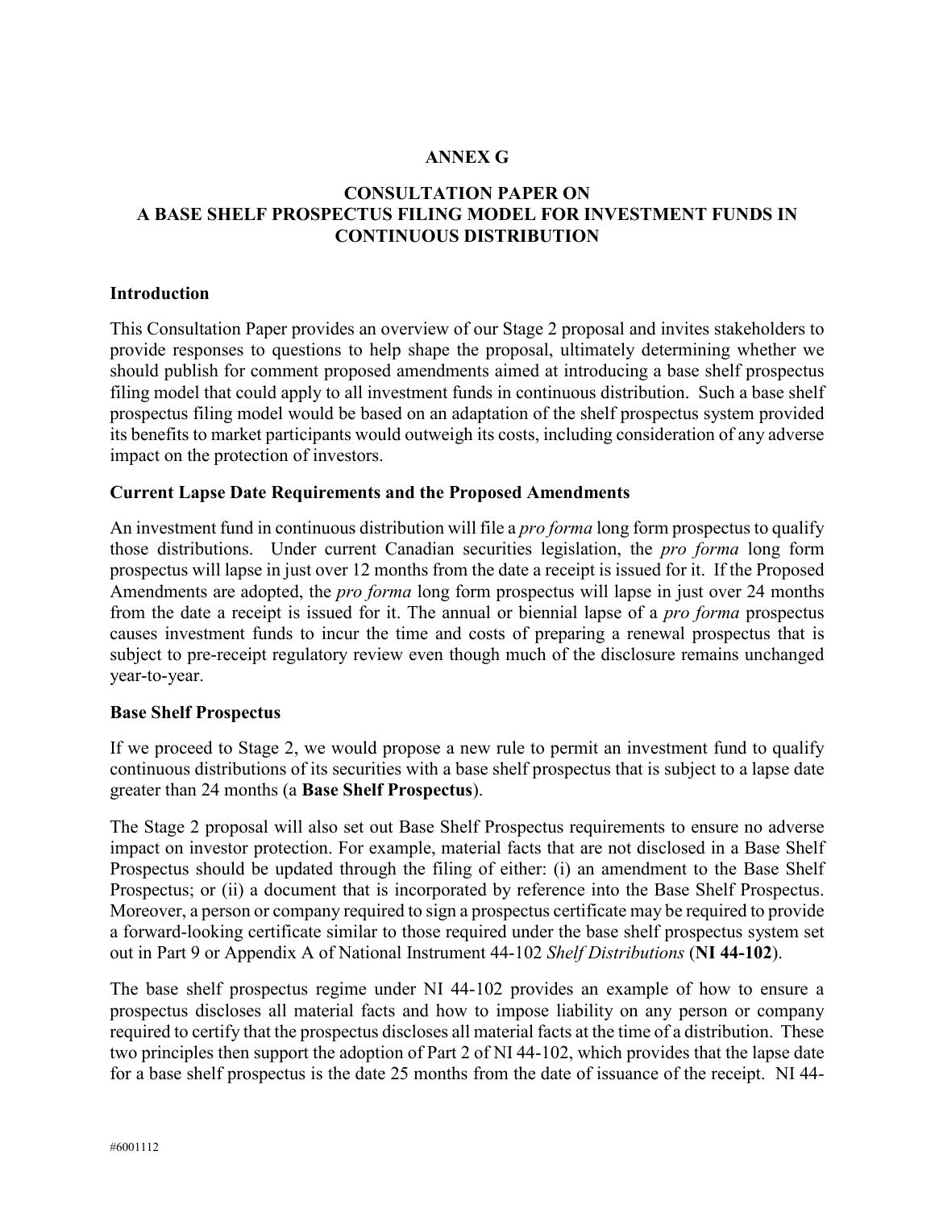# ANNEX G

# CONSULTATION PAPER ON A BASE SHELF PROSPECTUS FILING MODEL FOR INVESTMENT FUNDS IN CONTINUOUS DISTRIBUTION

### Introduction

This Consultation Paper provides an overview of our Stage 2 proposal and invites stakeholders to provide responses to questions to help shape the proposal, ultimately determining whether we should publish for comment proposed amendments aimed at introducing a base shelf prospectus filing model that could apply to all investment funds in continuous distribution. Such a base shelf prospectus filing model would be based on an adaptation of the shelf prospectus system provided its benefits to market participants would outweigh its costs, including consideration of any adverse impact on the protection of investors.

### Current Lapse Date Requirements and the Proposed Amendments

An investment fund in continuous distribution will file a *pro forma* long form prospectus to qualify those distributions. Under current Canadian securities legislation, the *pro forma* long form prospectus will lapse in just over 12 months from the date a receipt is issued for it. If the Proposed Amendments are adopted, the *pro forma* long form prospectus will lapse in just over 24 months from the date a receipt is issued for it. The annual or biennial lapse of a *pro forma* prospectus causes investment funds to incur the time and costs of preparing a renewal prospectus that is subject to pre-receipt regulatory review even though much of the disclosure remains unchanged year-to-year.

### Base Shelf Prospectus

If we proceed to Stage 2, we would propose a new rule to permit an investment fund to qualify continuous distributions of its securities with a base shelf prospectus that is subject to a lapse date greater than 24 months (a **Base Shelf Prospectus**).

The Stage 2 proposal will also set out Base Shelf Prospectus requirements to ensure no adverse impact on investor protection. For example, material facts that are not disclosed in a Base Shelf Prospectus should be updated through the filing of either: (i) an amendment to the Base Shelf Prospectus; or (ii) a document that is incorporated by reference into the Base Shelf Prospectus. Moreover, a person or company required to sign a prospectus certificate may be required to provide a forward-looking certificate similar to those required under the base shelf prospectus system set out in Part 9 or Appendix A of National Instrument 44-102 *Shelf Distributions* (**NI 44-102**).

The base shelf prospectus regime under NI 44-102 provides an example of how to ensure a prospectus discloses all material facts and how to impose liability on any person or company required to certify that the prospectus discloses all material facts at the time of a distribution. These two principles then support the adoption of Part 2 of NI 44-102, which provides that the lapse date for a base shelf prospectus is the date 25 months from the date of issuance of the receipt. NI 44-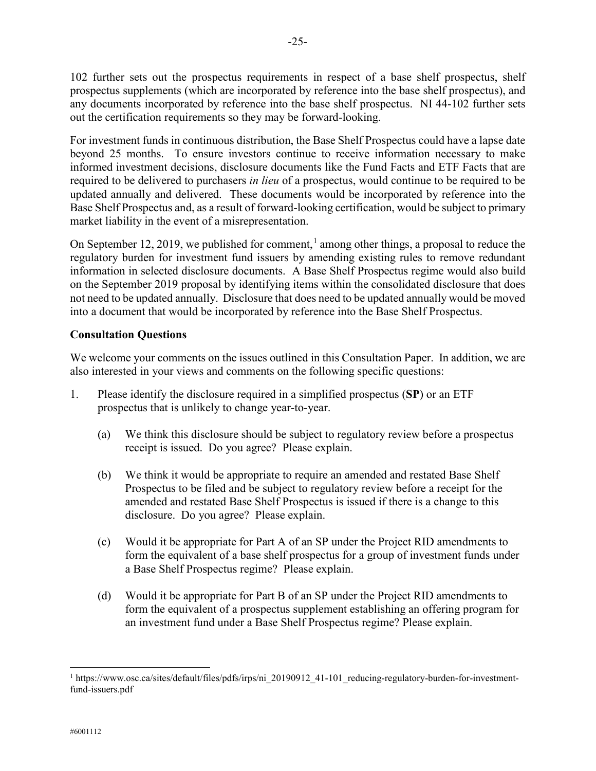102 further sets out the prospectus requirements in respect of a base shelf prospectus, shelf prospectus supplements (which are incorporated by reference into the base shelf prospectus), and any documents incorporated by reference into the base shelf prospectus. NI 44-102 further sets out the certification requirements so they may be forward-looking.

For investment funds in continuous distribution, the Base Shelf Prospectus could have a lapse date beyond 25 months. To ensure investors continue to receive information necessary to make informed investment decisions, disclosure documents like the Fund Facts and ETF Facts that are required to be delivered to purchasers *in lieu* of a prospectus, would continue to be required to be updated annually and delivered. These documents would be incorporated by reference into the Base Shelf Prospectus and, as a result of forward-looking certification, would be subject to primary market liability in the event of a misrepresentation.

On September 12, 2019, we published for comment,[1] among other things, a proposal to reduce the regulatory burden for investment fund issuers by amending existing rules to remove redundant information in selected disclosure documents. A Base Shelf Prospectus regime would also build on the September 2019 proposal by identifying items within the consolidated disclosure that does not need to be updated annually. Disclosure that does need to be updated annually would be moved into a document that would be incorporated by reference into the Base Shelf Prospectus.

**Consultation Questions**

We welcome your comments on the issues outlined in this Consultation Paper. In addition, we are also interested in your views and comments on the following specific questions:

1. Please identify the disclosure required in a simplified prospectus (**SP**) or an ETF prospectus that is unlikely to change year-to-year.

   (a) We think this disclosure should be subject to regulatory review before a prospectus receipt is issued. Do you agree? Please explain.

   (b) We think it would be appropriate to require an amended and restated Base Shelf Prospectus to be filed and be subject to regulatory review before a receipt for the amended and restated Base Shelf Prospectus is issued if there is a change to this disclosure. Do you agree? Please explain.

   (c) Would it be appropriate for Part A of an SP under the Project RID amendments to form the equivalent of a base shelf prospectus for a group of investment funds under a Base Shelf Prospectus regime? Please explain.

   (d) Would it be appropriate for Part B of an SP under the Project RID amendments to form the equivalent of a prospectus supplement establishing an offering program for an investment fund under a Base Shelf Prospectus regime? Please explain.

[1] https://www.osc.ca/sites/default/files/pdfs/irps/ni_20190912_41-101_reducing-regulatory-burden-for-investment-fund-issuers.pdf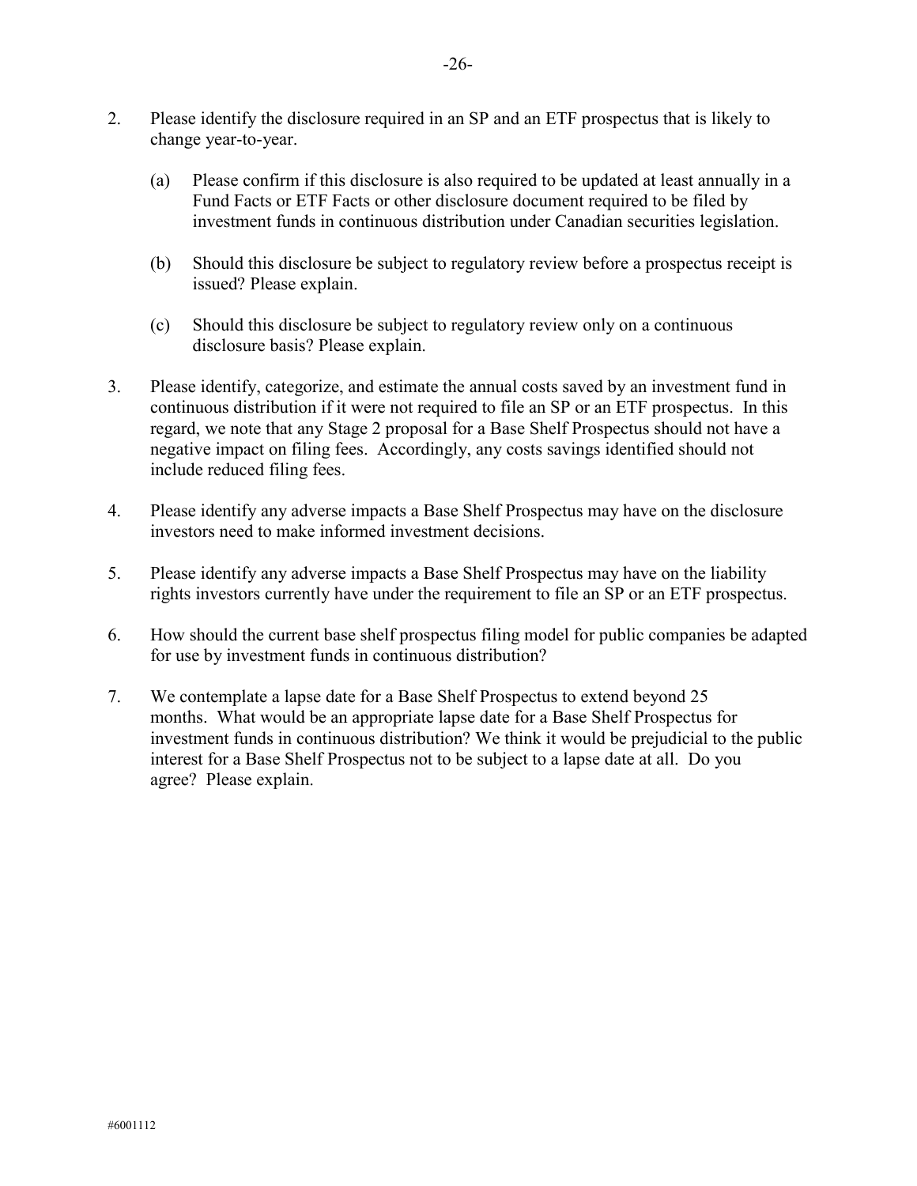2. Please identify the disclosure required in an SP and an ETF prospectus that is likely to change year-to-year.

   (a) Please confirm if this disclosure is also required to be updated at least annually in a Fund Facts or ETF Facts or other disclosure document required to be filed by investment funds in continuous distribution under Canadian securities legislation.

   (b) Should this disclosure be subject to regulatory review before a prospectus receipt is issued? Please explain.

   (c) Should this disclosure be subject to regulatory review only on a continuous disclosure basis? Please explain.

3. Please identify, categorize, and estimate the annual costs saved by an investment fund in continuous distribution if it were not required to file an SP or an ETF prospectus. In this regard, we note that any Stage 2 proposal for a Base Shelf Prospectus should not have a negative impact on filing fees. Accordingly, any costs savings identified should not include reduced filing fees.

4. Please identify any adverse impacts a Base Shelf Prospectus may have on the disclosure investors need to make informed investment decisions.

5. Please identify any adverse impacts a Base Shelf Prospectus may have on the liability rights investors currently have under the requirement to file an SP or an ETF prospectus.

6. How should the current base shelf prospectus filing model for public companies be adapted for use by investment funds in continuous distribution?

7. We contemplate a lapse date for a Base Shelf Prospectus to extend beyond 25 months. What would be an appropriate lapse date for a Base Shelf Prospectus for investment funds in continuous distribution? We think it would be prejudicial to the public interest for a Base Shelf Prospectus not to be subject to a lapse date at all. Do you agree? Please explain.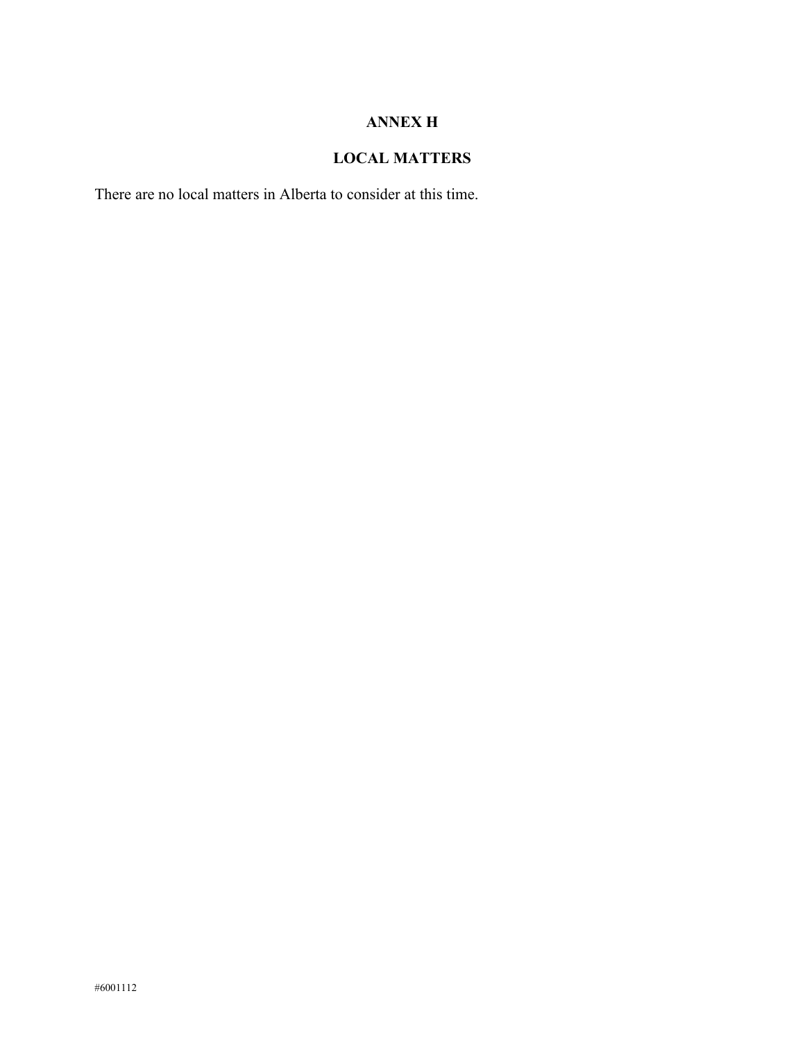# ANNEX H

## LOCAL MATTERS

There are no local matters in Alberta to consider at this time.

#6001112